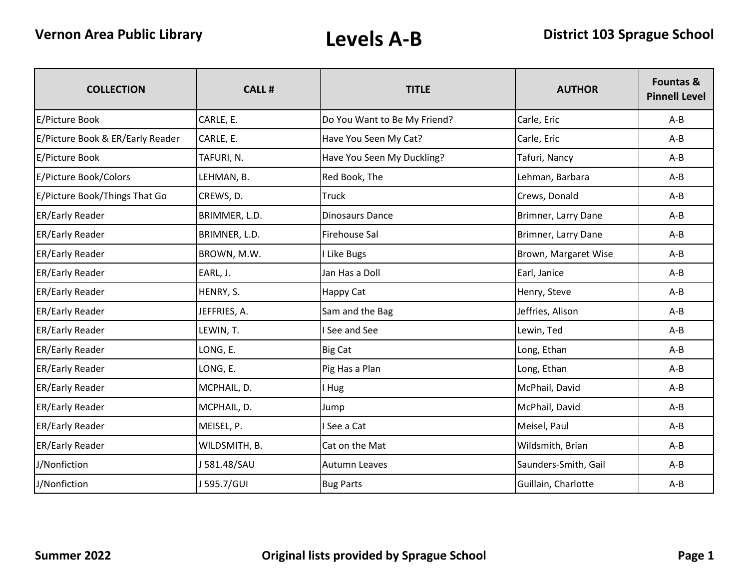Vernon Area Public Library

# Levels A-B

District 103 Sprague School

| COLLECTION | CALL # | TITLE | AUTHOR | Fountas & Pinnell Level |
|---|---|---|---|---|
| E/Picture Book | CARLE, E. | Do You Want to Be My Friend? | Carle, Eric | A-B |
| E/Picture Book & ER/Early Reader | CARLE, E. | Have You Seen My Cat? | Carle, Eric | A-B |
| E/Picture Book | TAFURI, N. | Have You Seen My Duckling? | Tafuri, Nancy | A-B |
| E/Picture Book/Colors | LEHMAN, B. | Red Book, The | Lehman, Barbara | A-B |
| E/Picture Book/Things That Go | CREWS, D. | Truck | Crews, Donald | A-B |
| ER/Early Reader | BRIMMER, L.D. | Dinosaurs Dance | Brimner, Larry Dane | A-B |
| ER/Early Reader | BRIMNER, L.D. | Firehouse Sal | Brimner, Larry Dane | A-B |
| ER/Early Reader | BROWN, M.W. | I Like Bugs | Brown, Margaret Wise | A-B |
| ER/Early Reader | EARL, J. | Jan Has a Doll | Earl, Janice | A-B |
| ER/Early Reader | HENRY, S. | Happy Cat | Henry, Steve | A-B |
| ER/Early Reader | JEFFRIES, A. | Sam and the Bag | Jeffries, Alison | A-B |
| ER/Early Reader | LEWIN, T. | I See and See | Lewin, Ted | A-B |
| ER/Early Reader | LONG, E. | Big Cat | Long, Ethan | A-B |
| ER/Early Reader | LONG, E. | Pig Has a Plan | Long, Ethan | A-B |
| ER/Early Reader | MCPHAIL, D. | I Hug | McPhail, David | A-B |
| ER/Early Reader | MCPHAIL, D. | Jump | McPhail, David | A-B |
| ER/Early Reader | MEISEL, P. | I See a Cat | Meisel, Paul | A-B |
| ER/Early Reader | WILDSMITH, B. | Cat on the Mat | Wildsmith, Brian | A-B |
| J/Nonfiction | J 581.48/SAU | Autumn Leaves | Saunders-Smith, Gail | A-B |
| J/Nonfiction | J 595.7/GUI | Bug Parts | Guillain, Charlotte | A-B |

Summer 2022 — Original lists provided by Sprague School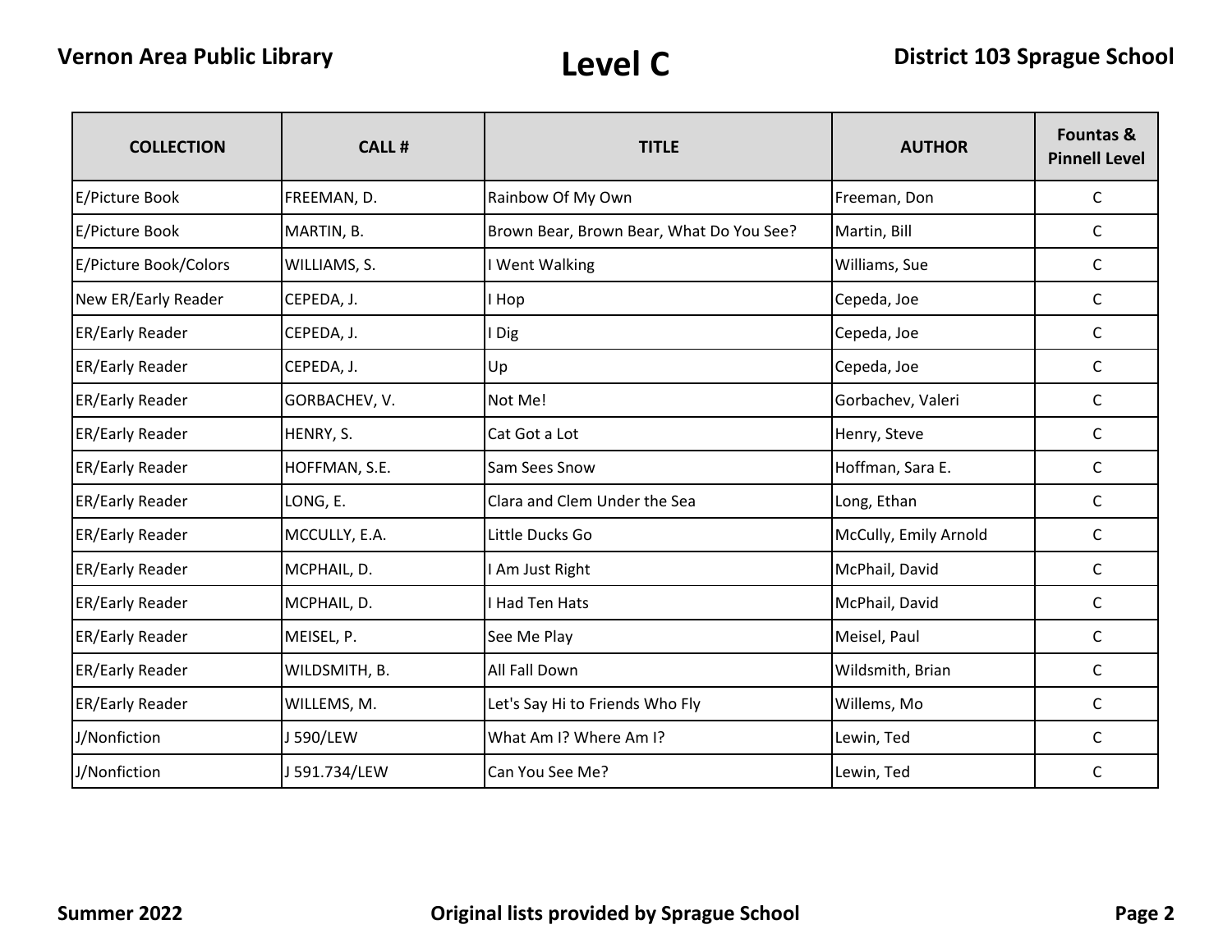# Level C

| COLLECTION | CALL # | TITLE | AUTHOR | Fountas & Pinnell Level |
|---|---|---|---|---|
| E/Picture Book | FREEMAN, D. | Rainbow Of My Own | Freeman, Don | C |
| E/Picture Book | MARTIN, B. | Brown Bear, Brown Bear, What Do You See? | Martin, Bill | C |
| E/Picture Book/Colors | WILLIAMS, S. | I Went Walking | Williams, Sue | C |
| New ER/Early Reader | CEPEDA, J. | I Hop | Cepeda, Joe | C |
| ER/Early Reader | CEPEDA, J. | I Dig | Cepeda, Joe | C |
| ER/Early Reader | CEPEDA, J. | Up | Cepeda, Joe | C |
| ER/Early Reader | GORBACHEV, V. | Not Me! | Gorbachev, Valeri | C |
| ER/Early Reader | HENRY, S. | Cat Got a Lot | Henry, Steve | C |
| ER/Early Reader | HOFFMAN, S.E. | Sam Sees Snow | Hoffman, Sara E. | C |
| ER/Early Reader | LONG, E. | Clara and Clem Under the Sea | Long, Ethan | C |
| ER/Early Reader | MCCULLY, E.A. | Little Ducks Go | McCully, Emily Arnold | C |
| ER/Early Reader | MCPHAIL, D. | I Am Just Right | McPhail, David | C |
| ER/Early Reader | MCPHAIL, D. | I Had Ten Hats | McPhail, David | C |
| ER/Early Reader | MEISEL, P. | See Me Play | Meisel, Paul | C |
| ER/Early Reader | WILDSMITH, B. | All Fall Down | Wildsmith, Brian | C |
| ER/Early Reader | WILLEMS, M. | Let's Say Hi to Friends Who Fly | Willems, Mo | C |
| J/Nonfiction | J 590/LEW | What Am I? Where Am I? | Lewin, Ted | C |
| J/Nonfiction | J 591.734/LEW | Can You See Me? | Lewin, Ted | C |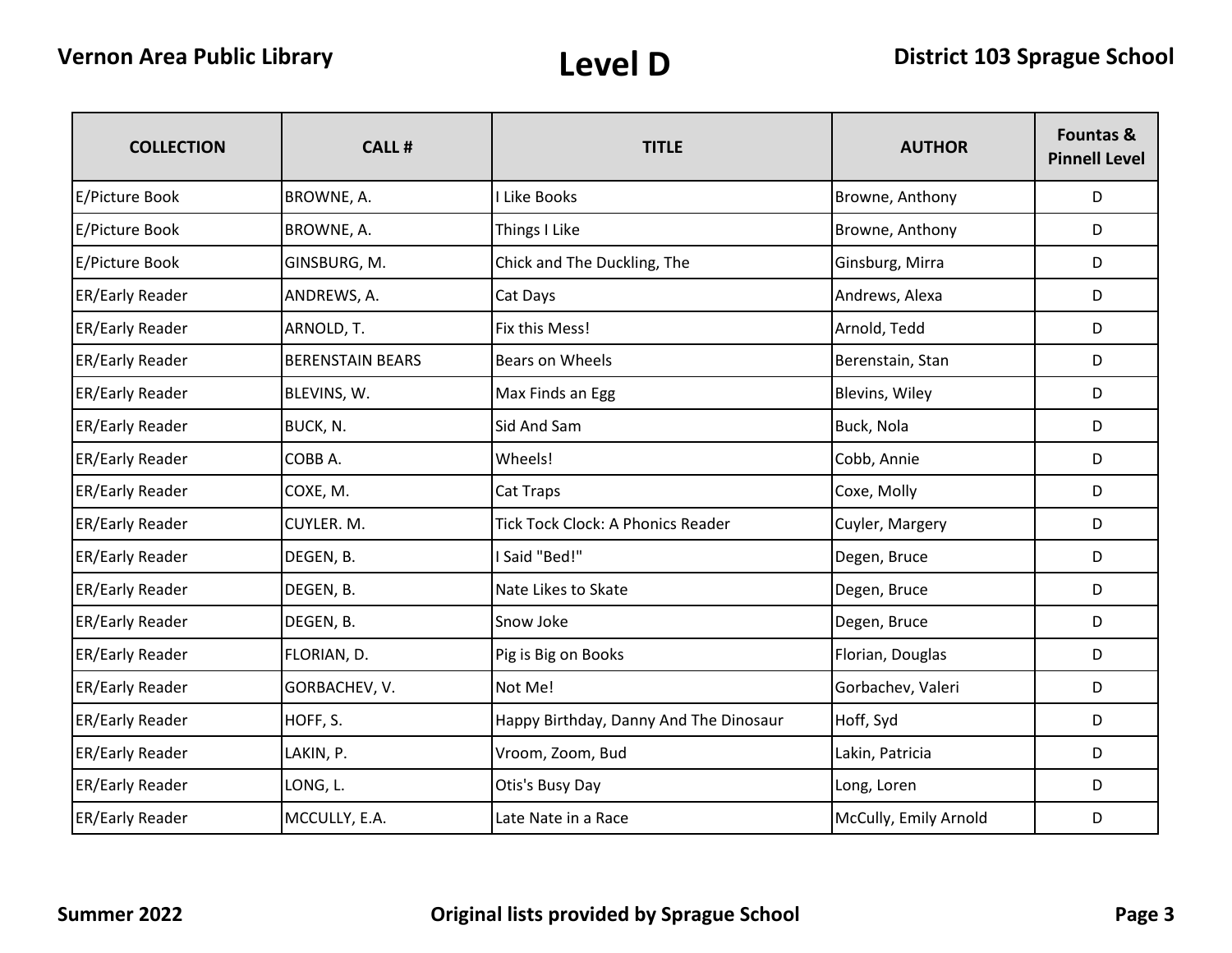# Level D

| COLLECTION | CALL # | TITLE | AUTHOR | Fountas & Pinnell Level |
|---|---|---|---|---|
| E/Picture Book | BROWNE, A. | I Like Books | Browne, Anthony | D |
| E/Picture Book | BROWNE, A. | Things I Like | Browne, Anthony | D |
| E/Picture Book | GINSBURG, M. | Chick and The Duckling, The | Ginsburg, Mirra | D |
| ER/Early Reader | ANDREWS, A. | Cat Days | Andrews, Alexa | D |
| ER/Early Reader | ARNOLD, T. | Fix this Mess! | Arnold, Tedd | D |
| ER/Early Reader | BERENSTAIN BEARS | Bears on Wheels | Berenstain, Stan | D |
| ER/Early Reader | BLEVINS, W. | Max Finds an Egg | Blevins, Wiley | D |
| ER/Early Reader | BUCK, N. | Sid And Sam | Buck, Nola | D |
| ER/Early Reader | COBB A. | Wheels! | Cobb, Annie | D |
| ER/Early Reader | COXE, M. | Cat Traps | Coxe, Molly | D |
| ER/Early Reader | CUYLER. M. | Tick Tock Clock: A Phonics Reader | Cuyler, Margery | D |
| ER/Early Reader | DEGEN, B. | I Said "Bed!" | Degen, Bruce | D |
| ER/Early Reader | DEGEN, B. | Nate Likes to Skate | Degen, Bruce | D |
| ER/Early Reader | DEGEN, B. | Snow Joke | Degen, Bruce | D |
| ER/Early Reader | FLORIAN, D. | Pig is Big on Books | Florian, Douglas | D |
| ER/Early Reader | GORBACHEV, V. | Not Me! | Gorbachev, Valeri | D |
| ER/Early Reader | HOFF, S. | Happy Birthday, Danny And The Dinosaur | Hoff, Syd | D |
| ER/Early Reader | LAKIN, P. | Vroom, Zoom, Bud | Lakin, Patricia | D |
| ER/Early Reader | LONG, L. | Otis's Busy Day | Long, Loren | D |
| ER/Early Reader | MCCULLY, E.A. | Late Nate in a Race | McCully, Emily Arnold | D |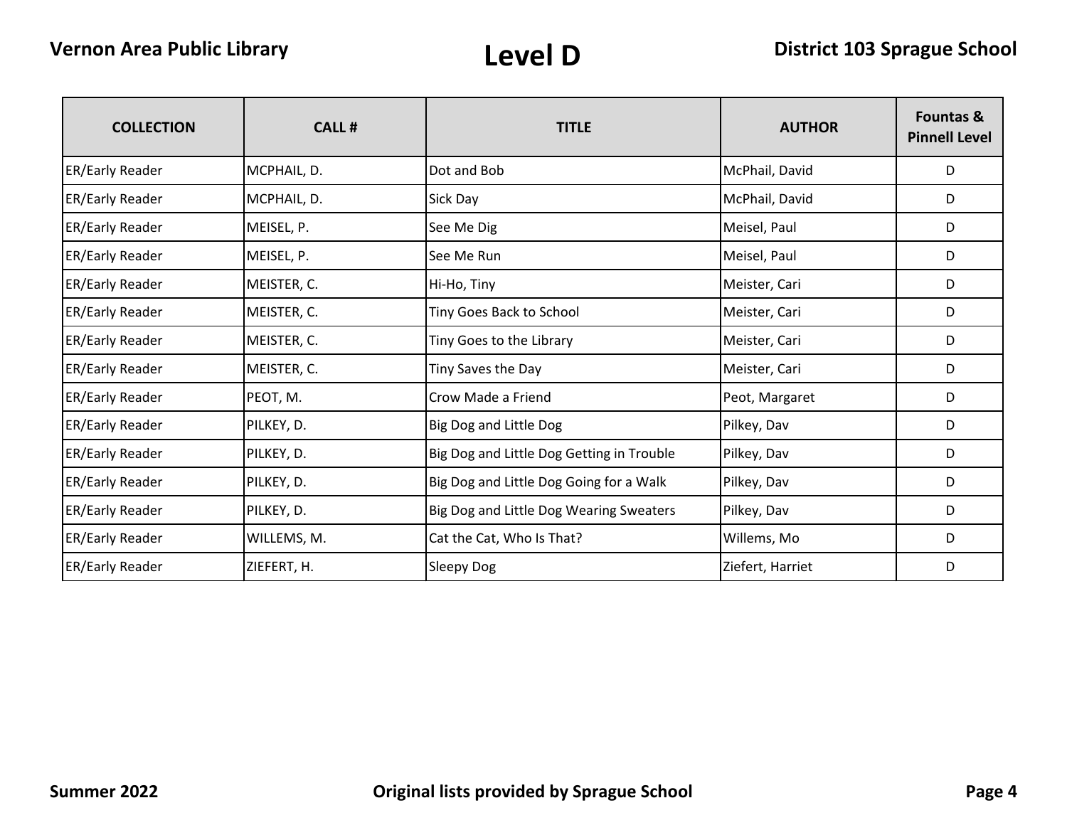# Level D

| COLLECTION | CALL # | TITLE | AUTHOR | Fountas & Pinnell Level |
|---|---|---|---|---|
| ER/Early Reader | MCPHAIL, D. | Dot and Bob | McPhail, David | D |
| ER/Early Reader | MCPHAIL, D. | Sick Day | McPhail, David | D |
| ER/Early Reader | MEISEL, P. | See Me Dig | Meisel, Paul | D |
| ER/Early Reader | MEISEL, P. | See Me Run | Meisel, Paul | D |
| ER/Early Reader | MEISTER, C. | Hi-Ho, Tiny | Meister, Cari | D |
| ER/Early Reader | MEISTER, C. | Tiny Goes Back to School | Meister, Cari | D |
| ER/Early Reader | MEISTER, C. | Tiny Goes to the Library | Meister, Cari | D |
| ER/Early Reader | MEISTER, C. | Tiny Saves the Day | Meister, Cari | D |
| ER/Early Reader | PEOT, M. | Crow Made a Friend | Peot, Margaret | D |
| ER/Early Reader | PILKEY, D. | Big Dog and Little Dog | Pilkey, Dav | D |
| ER/Early Reader | PILKEY, D. | Big Dog and Little Dog Getting in Trouble | Pilkey, Dav | D |
| ER/Early Reader | PILKEY, D. | Big Dog and Little Dog Going for a Walk | Pilkey, Dav | D |
| ER/Early Reader | PILKEY, D. | Big Dog and Little Dog Wearing Sweaters | Pilkey, Dav | D |
| ER/Early Reader | WILLEMS, M. | Cat the Cat, Who Is That? | Willems, Mo | D |
| ER/Early Reader | ZIEFERT, H. | Sleepy Dog | Ziefert, Harriet | D |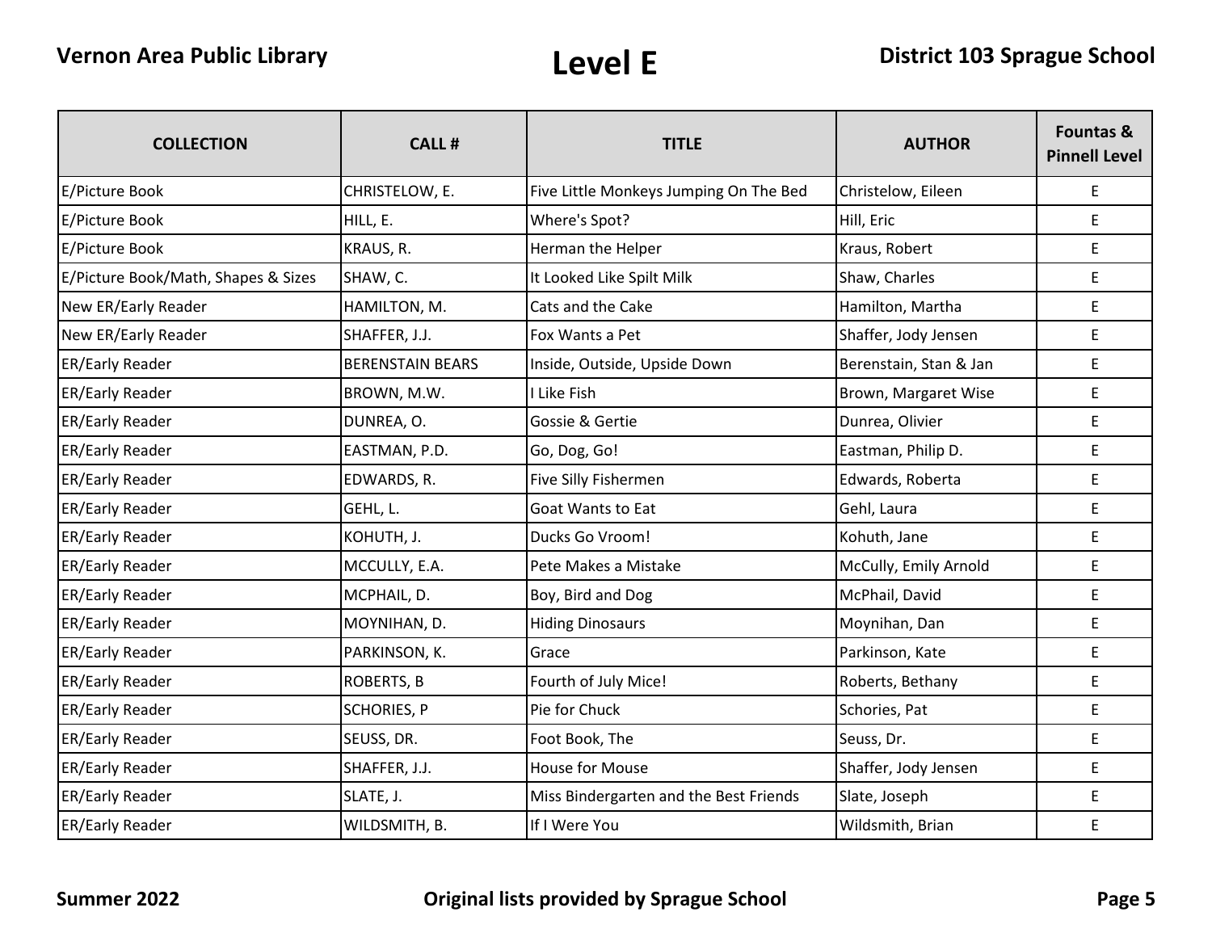# Level E

| COLLECTION | CALL # | TITLE | AUTHOR | Fountas & Pinnell Level |
|---|---|---|---|---|
| E/Picture Book | CHRISTELOW, E. | Five Little Monkeys Jumping On The Bed | Christelow, Eileen | E |
| E/Picture Book | HILL, E. | Where's Spot? | Hill, Eric | E |
| E/Picture Book | KRAUS, R. | Herman the Helper | Kraus, Robert | E |
| E/Picture Book/Math, Shapes & Sizes | SHAW, C. | It Looked Like Spilt Milk | Shaw, Charles | E |
| New ER/Early Reader | HAMILTON, M. | Cats and the Cake | Hamilton, Martha | E |
| New ER/Early Reader | SHAFFER, J.J. | Fox Wants a Pet | Shaffer, Jody Jensen | E |
| ER/Early Reader | BERENSTAIN BEARS | Inside, Outside, Upside Down | Berenstain, Stan & Jan | E |
| ER/Early Reader | BROWN, M.W. | I Like Fish | Brown, Margaret Wise | E |
| ER/Early Reader | DUNREA, O. | Gossie & Gertie | Dunrea, Olivier | E |
| ER/Early Reader | EASTMAN, P.D. | Go, Dog, Go! | Eastman, Philip D. | E |
| ER/Early Reader | EDWARDS, R. | Five Silly Fishermen | Edwards, Roberta | E |
| ER/Early Reader | GEHL, L. | Goat Wants to Eat | Gehl, Laura | E |
| ER/Early Reader | KOHUTH, J. | Ducks Go Vroom! | Kohuth, Jane | E |
| ER/Early Reader | MCCULLY, E.A. | Pete Makes a Mistake | McCully, Emily Arnold | E |
| ER/Early Reader | MCPHAIL, D. | Boy, Bird and Dog | McPhail, David | E |
| ER/Early Reader | MOYNIHAN, D. | Hiding Dinosaurs | Moynihan, Dan | E |
| ER/Early Reader | PARKINSON, K. | Grace | Parkinson, Kate | E |
| ER/Early Reader | ROBERTS, B | Fourth of July Mice! | Roberts, Bethany | E |
| ER/Early Reader | SCHORIES, P | Pie for Chuck | Schories, Pat | E |
| ER/Early Reader | SEUSS, DR. | Foot Book, The | Seuss, Dr. | E |
| ER/Early Reader | SHAFFER, J.J. | House for Mouse | Shaffer, Jody Jensen | E |
| ER/Early Reader | SLATE, J. | Miss Bindergarten and the Best Friends | Slate, Joseph | E |
| ER/Early Reader | WILDSMITH, B. | If I Were You | Wildsmith, Brian | E |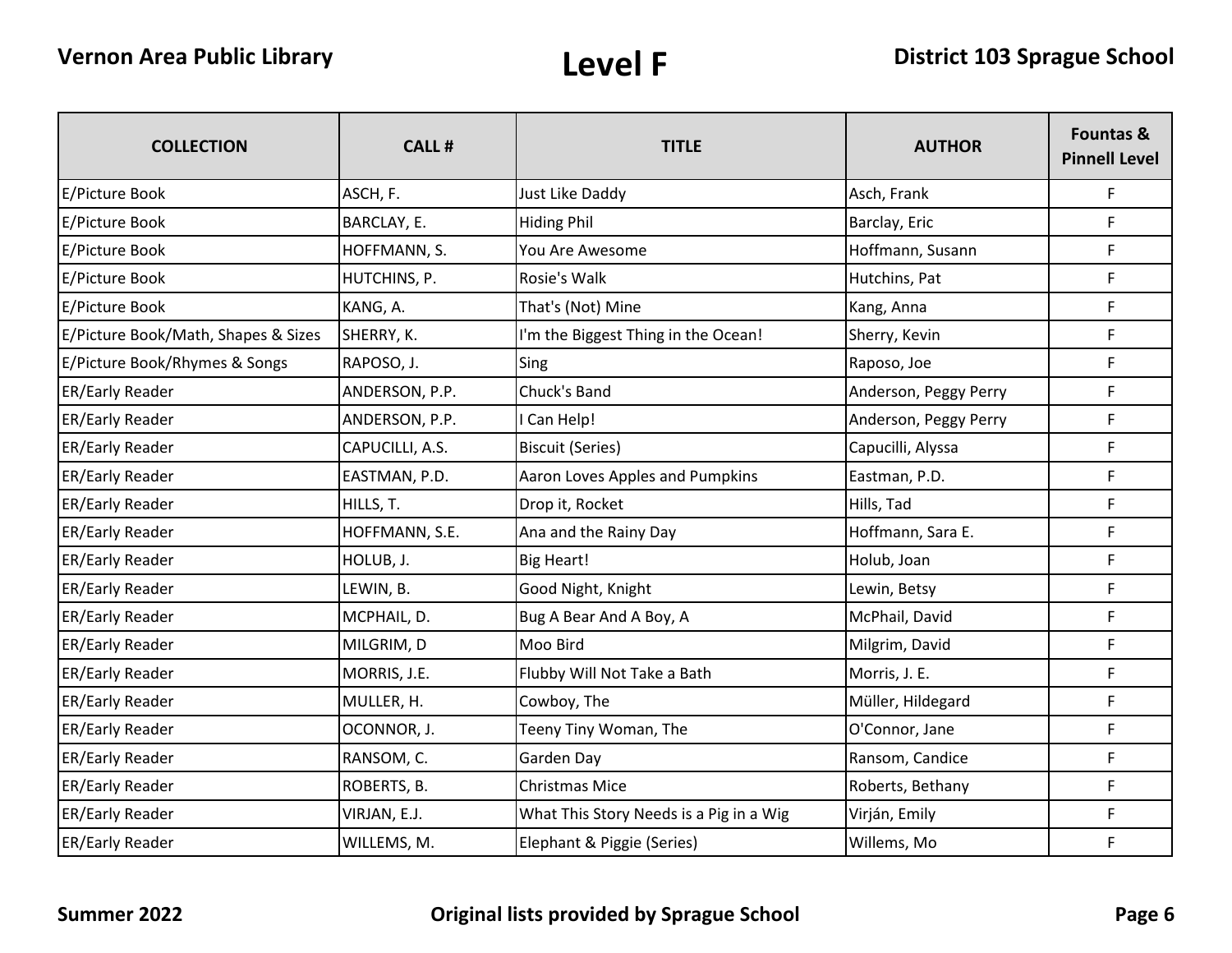# Level F

| COLLECTION | CALL # | TITLE | AUTHOR | Fountas & Pinnell Level |
|---|---|---|---|---|
| E/Picture Book | ASCH, F. | Just Like Daddy | Asch, Frank | F |
| E/Picture Book | BARCLAY, E. | Hiding Phil | Barclay, Eric | F |
| E/Picture Book | HOFFMANN, S. | You Are Awesome | Hoffmann, Susann | F |
| E/Picture Book | HUTCHINS, P. | Rosie's Walk | Hutchins, Pat | F |
| E/Picture Book | KANG, A. | That's (Not) Mine | Kang, Anna | F |
| E/Picture Book/Math, Shapes & Sizes | SHERRY, K. | I'm the Biggest Thing in the Ocean! | Sherry, Kevin | F |
| E/Picture Book/Rhymes & Songs | RAPOSO, J. | Sing | Raposo, Joe | F |
| ER/Early Reader | ANDERSON, P.P. | Chuck's Band | Anderson, Peggy Perry | F |
| ER/Early Reader | ANDERSON, P.P. | I Can Help! | Anderson, Peggy Perry | F |
| ER/Early Reader | CAPUCILLI, A.S. | Biscuit (Series) | Capucilli, Alyssa | F |
| ER/Early Reader | EASTMAN, P.D. | Aaron Loves Apples and Pumpkins | Eastman, P.D. | F |
| ER/Early Reader | HILLS, T. | Drop it, Rocket | Hills, Tad | F |
| ER/Early Reader | HOFFMANN, S.E. | Ana and the Rainy Day | Hoffmann, Sara E. | F |
| ER/Early Reader | HOLUB, J. | Big Heart! | Holub, Joan | F |
| ER/Early Reader | LEWIN, B. | Good Night, Knight | Lewin, Betsy | F |
| ER/Early Reader | MCPHAIL, D. | Bug A Bear And A Boy, A | McPhail, David | F |
| ER/Early Reader | MILGRIM, D | Moo Bird | Milgrim, David | F |
| ER/Early Reader | MORRIS, J.E. | Flubby Will Not Take a Bath | Morris, J. E. | F |
| ER/Early Reader | MULLER, H. | Cowboy, The | Müller, Hildegard | F |
| ER/Early Reader | OCONNOR, J. | Teeny Tiny Woman, The | O'Connor, Jane | F |
| ER/Early Reader | RANSOM, C. | Garden Day | Ransom, Candice | F |
| ER/Early Reader | ROBERTS, B. | Christmas Mice | Roberts, Bethany | F |
| ER/Early Reader | VIRJAN, E.J. | What This Story Needs is a Pig in a Wig | Virján, Emily | F |
| ER/Early Reader | WILLEMS, M. | Elephant & Piggie (Series) | Willems, Mo | F |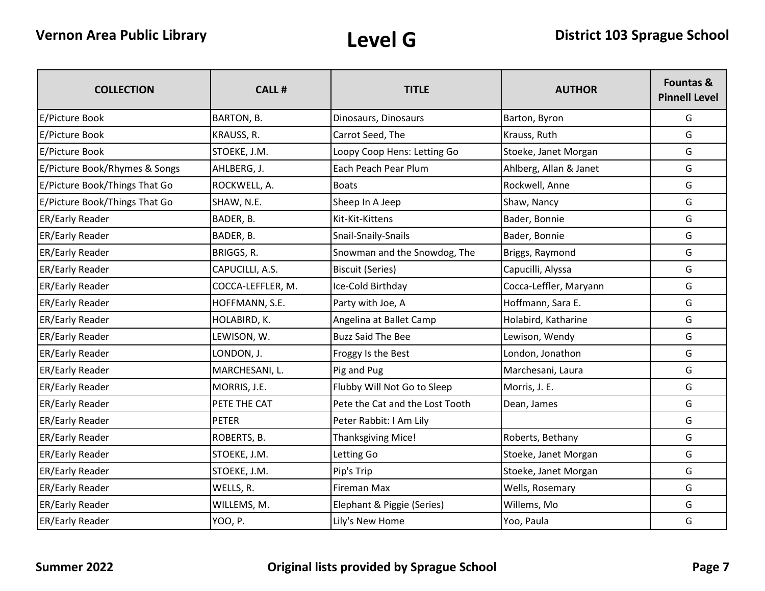# Level G

| COLLECTION | CALL # | TITLE | AUTHOR | Fountas & Pinnell Level |
|---|---|---|---|---|
| E/Picture Book | BARTON, B. | Dinosaurs, Dinosaurs | Barton, Byron | G |
| E/Picture Book | KRAUSS, R. | Carrot Seed, The | Krauss, Ruth | G |
| E/Picture Book | STOEKE, J.M. | Loopy Coop Hens: Letting Go | Stoeke, Janet Morgan | G |
| E/Picture Book/Rhymes & Songs | AHLBERG, J. | Each Peach Pear Plum | Ahlberg, Allan & Janet | G |
| E/Picture Book/Things That Go | ROCKWELL, A. | Boats | Rockwell, Anne | G |
| E/Picture Book/Things That Go | SHAW, N.E. | Sheep In A Jeep | Shaw, Nancy | G |
| ER/Early Reader | BADER, B. | Kit-Kit-Kittens | Bader, Bonnie | G |
| ER/Early Reader | BADER, B. | Snail-Snaily-Snails | Bader, Bonnie | G |
| ER/Early Reader | BRIGGS, R. | Snowman and the Snowdog, The | Briggs, Raymond | G |
| ER/Early Reader | CAPUCILLI, A.S. | Biscuit (Series) | Capucilli, Alyssa | G |
| ER/Early Reader | COCCA-LEFFLER, M. | Ice-Cold Birthday | Cocca-Leffler, Maryann | G |
| ER/Early Reader | HOFFMANN, S.E. | Party with Joe, A | Hoffmann, Sara E. | G |
| ER/Early Reader | HOLABIRD, K. | Angelina at Ballet Camp | Holabird, Katharine | G |
| ER/Early Reader | LEWISON, W. | Buzz Said The Bee | Lewison, Wendy | G |
| ER/Early Reader | LONDON, J. | Froggy Is the Best | London, Jonathon | G |
| ER/Early Reader | MARCHESANI, L. | Pig and Pug | Marchesani, Laura | G |
| ER/Early Reader | MORRIS, J.E. | Flubby Will Not Go to Sleep | Morris, J. E. | G |
| ER/Early Reader | PETE THE CAT | Pete the Cat and the Lost Tooth | Dean, James | G |
| ER/Early Reader | PETER | Peter Rabbit: I Am Lily | | G |
| ER/Early Reader | ROBERTS, B. | Thanksgiving Mice! | Roberts, Bethany | G |
| ER/Early Reader | STOEKE, J.M. | Letting Go | Stoeke, Janet Morgan | G |
| ER/Early Reader | STOEKE, J.M. | Pip's Trip | Stoeke, Janet Morgan | G |
| ER/Early Reader | WELLS, R. | Fireman Max | Wells, Rosemary | G |
| ER/Early Reader | WILLEMS, M. | Elephant & Piggie (Series) | Willems, Mo | G |
| ER/Early Reader | YOO, P. | Lily's New Home | Yoo, Paula | G |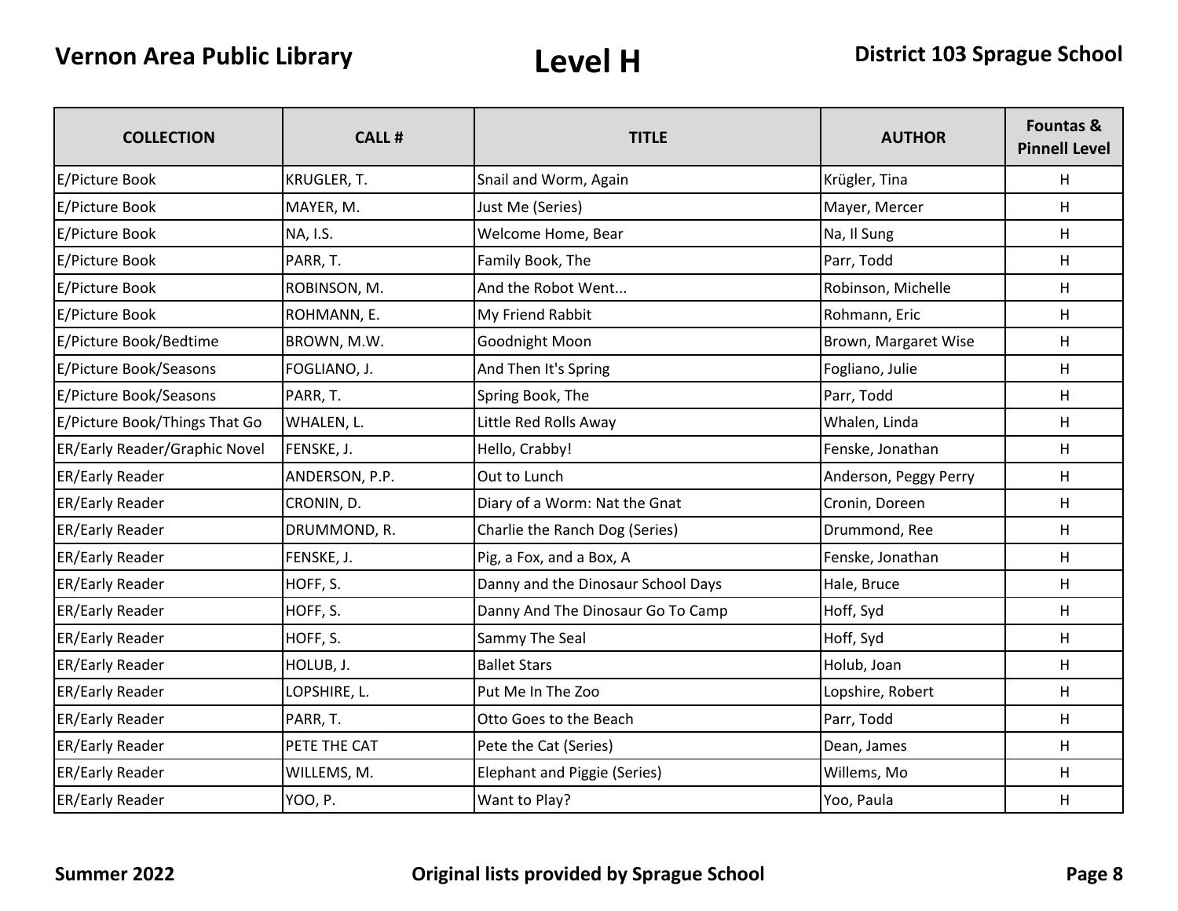# Level H

| COLLECTION | CALL # | TITLE | AUTHOR | Fountas & Pinnell Level |
|---|---|---|---|---|
| E/Picture Book | KRUGLER, T. | Snail and Worm, Again | Krügler, Tina | H |
| E/Picture Book | MAYER, M. | Just Me (Series) | Mayer, Mercer | H |
| E/Picture Book | NA, I.S. | Welcome Home, Bear | Na, Il Sung | H |
| E/Picture Book | PARR, T. | Family Book, The | Parr, Todd | H |
| E/Picture Book | ROBINSON, M. | And the Robot Went... | Robinson, Michelle | H |
| E/Picture Book | ROHMANN, E. | My Friend Rabbit | Rohmann, Eric | H |
| E/Picture Book/Bedtime | BROWN, M.W. | Goodnight Moon | Brown, Margaret Wise | H |
| E/Picture Book/Seasons | FOGLIANO, J. | And Then It's Spring | Fogliano, Julie | H |
| E/Picture Book/Seasons | PARR, T. | Spring Book, The | Parr, Todd | H |
| E/Picture Book/Things That Go | WHALEN, L. | Little Red Rolls Away | Whalen, Linda | H |
| ER/Early Reader/Graphic Novel | FENSKE, J. | Hello, Crabby! | Fenske, Jonathan | H |
| ER/Early Reader | ANDERSON, P.P. | Out to Lunch | Anderson, Peggy Perry | H |
| ER/Early Reader | CRONIN, D. | Diary of a Worm: Nat the Gnat | Cronin, Doreen | H |
| ER/Early Reader | DRUMMOND, R. | Charlie the Ranch Dog (Series) | Drummond, Ree | H |
| ER/Early Reader | FENSKE, J. | Pig, a Fox, and a Box, A | Fenske, Jonathan | H |
| ER/Early Reader | HOFF, S. | Danny and the Dinosaur School Days | Hale, Bruce | H |
| ER/Early Reader | HOFF, S. | Danny And The Dinosaur Go To Camp | Hoff, Syd | H |
| ER/Early Reader | HOFF, S. | Sammy The Seal | Hoff, Syd | H |
| ER/Early Reader | HOLUB, J. | Ballet Stars | Holub, Joan | H |
| ER/Early Reader | LOPSHIRE, L. | Put Me In The Zoo | Lopshire, Robert | H |
| ER/Early Reader | PARR, T. | Otto Goes to the Beach | Parr, Todd | H |
| ER/Early Reader | PETE THE CAT | Pete the Cat (Series) | Dean, James | H |
| ER/Early Reader | WILLEMS, M. | Elephant and Piggie (Series) | Willems, Mo | H |
| ER/Early Reader | YOO, P. | Want to Play? | Yoo, Paula | H |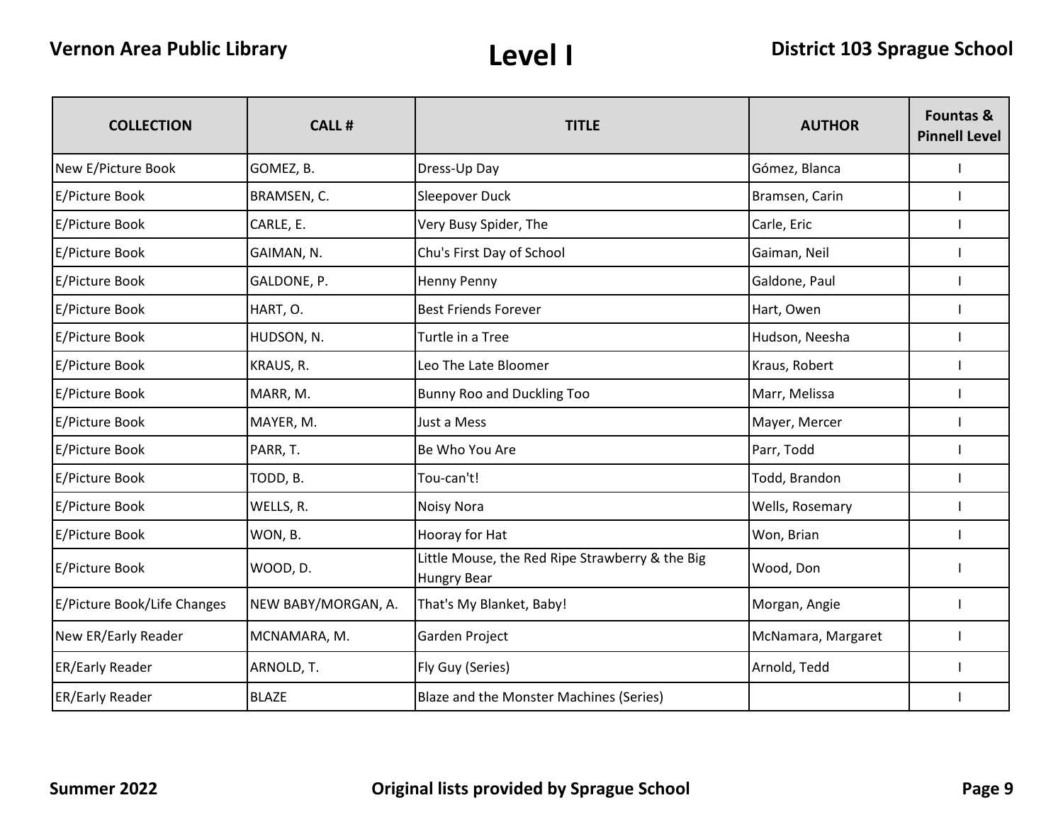# Level I

| COLLECTION | CALL # | TITLE | AUTHOR | Fountas & Pinnell Level |
|---|---|---|---|---|
| New E/Picture Book | GOMEZ, B. | Dress-Up Day | Gómez, Blanca | I |
| E/Picture Book | BRAMSEN, C. | Sleepover Duck | Bramsen, Carin | I |
| E/Picture Book | CARLE, E. | Very Busy Spider, The | Carle, Eric | I |
| E/Picture Book | GAIMAN, N. | Chu's First Day of School | Gaiman, Neil | I |
| E/Picture Book | GALDONE, P. | Henny Penny | Galdone, Paul | I |
| E/Picture Book | HART, O. | Best Friends Forever | Hart, Owen | I |
| E/Picture Book | HUDSON, N. | Turtle in a Tree | Hudson, Neesha | I |
| E/Picture Book | KRAUS, R. | Leo The Late Bloomer | Kraus, Robert | I |
| E/Picture Book | MARR, M. | Bunny Roo and Duckling Too | Marr, Melissa | I |
| E/Picture Book | MAYER, M. | Just a Mess | Mayer, Mercer | I |
| E/Picture Book | PARR, T. | Be Who You Are | Parr, Todd | I |
| E/Picture Book | TODD, B. | Tou-can't! | Todd, Brandon | I |
| E/Picture Book | WELLS, R. | Noisy Nora | Wells, Rosemary | I |
| E/Picture Book | WON, B. | Hooray for Hat | Won, Brian | I |
| E/Picture Book | WOOD, D. | Little Mouse, the Red Ripe Strawberry & the Big Hungry Bear | Wood, Don | I |
| E/Picture Book/Life Changes | NEW BABY/MORGAN, A. | That's My Blanket, Baby! | Morgan, Angie | I |
| New ER/Early Reader | MCNAMARA, M. | Garden Project | McNamara, Margaret | I |
| ER/Early Reader | ARNOLD, T. | Fly Guy (Series) | Arnold, Tedd | I |
| ER/Early Reader | BLAZE | Blaze and the Monster Machines (Series) | | I |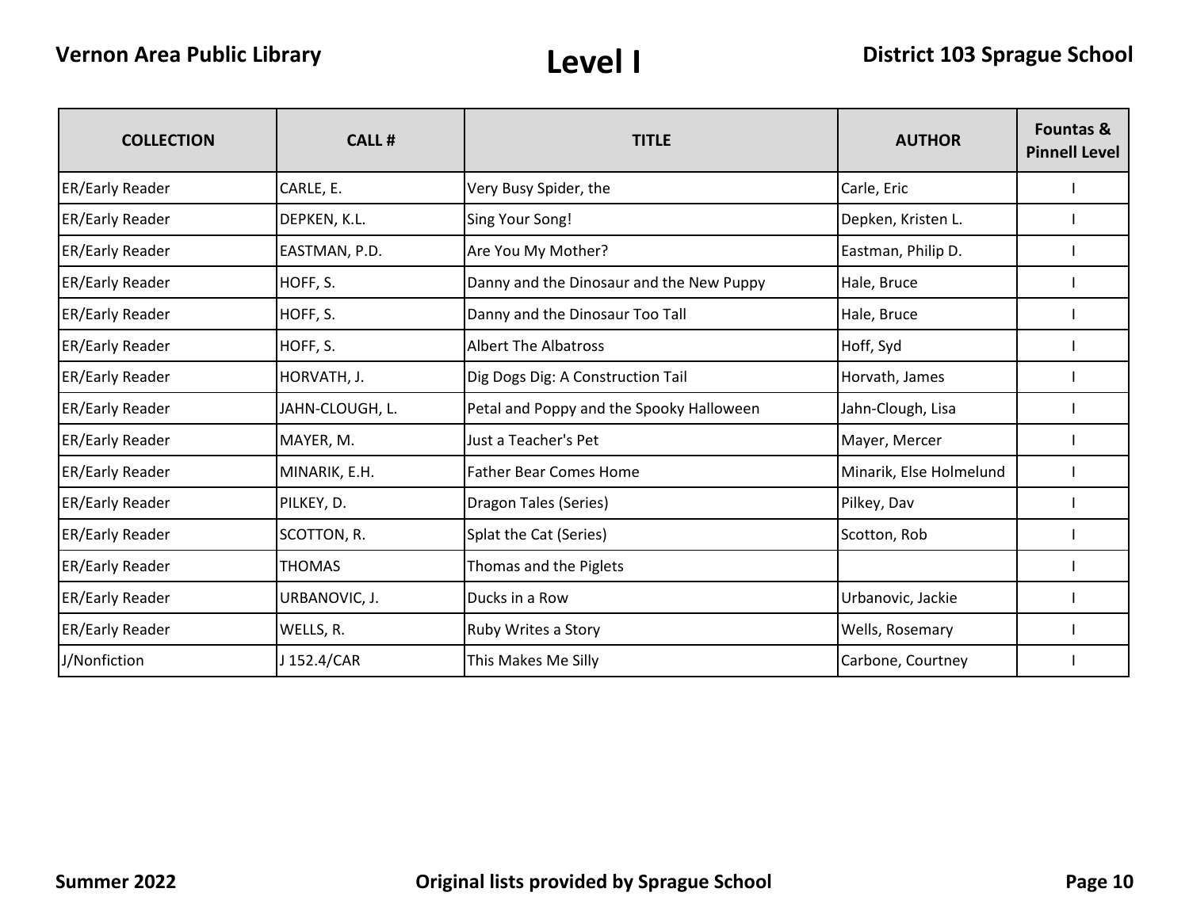# Level I

| COLLECTION | CALL # | TITLE | AUTHOR | Fountas & Pinnell Level |
|---|---|---|---|---|
| ER/Early Reader | CARLE, E. | Very Busy Spider, the | Carle, Eric | I |
| ER/Early Reader | DEPKEN, K.L. | Sing Your Song! | Depken, Kristen L. | I |
| ER/Early Reader | EASTMAN, P.D. | Are You My Mother? | Eastman, Philip D. | I |
| ER/Early Reader | HOFF, S. | Danny and the Dinosaur and the New Puppy | Hale, Bruce | I |
| ER/Early Reader | HOFF, S. | Danny and the Dinosaur Too Tall | Hale, Bruce | I |
| ER/Early Reader | HOFF, S. | Albert The Albatross | Hoff, Syd | I |
| ER/Early Reader | HORVATH, J. | Dig Dogs Dig: A Construction Tail | Horvath, James | I |
| ER/Early Reader | JAHN-CLOUGH, L. | Petal and Poppy and the Spooky Halloween | Jahn-Clough, Lisa | I |
| ER/Early Reader | MAYER, M. | Just a Teacher's Pet | Mayer, Mercer | I |
| ER/Early Reader | MINARIK, E.H. | Father Bear Comes Home | Minarik, Else Holmelund | I |
| ER/Early Reader | PILKEY, D. | Dragon Tales (Series) | Pilkey, Dav | I |
| ER/Early Reader | SCOTTON, R. | Splat the Cat (Series) | Scotton, Rob | I |
| ER/Early Reader | THOMAS | Thomas and the Piglets | | I |
| ER/Early Reader | URBANOVIC, J. | Ducks in a Row | Urbanovic, Jackie | I |
| ER/Early Reader | WELLS, R. | Ruby Writes a Story | Wells, Rosemary | I |
| J/Nonfiction | J 152.4/CAR | This Makes Me Silly | Carbone, Courtney | I |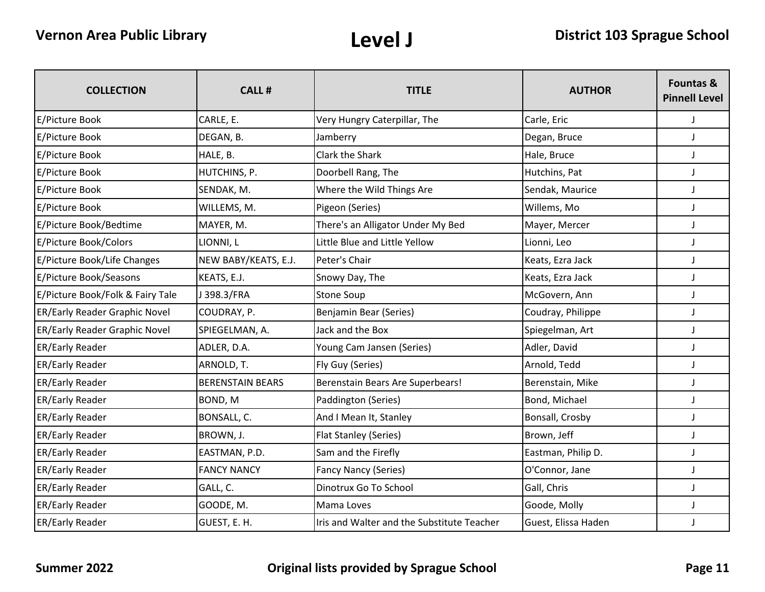# Level J

| COLLECTION | CALL # | TITLE | AUTHOR | Fountas & Pinnell Level |
|---|---|---|---|---|
| E/Picture Book | CARLE, E. | Very Hungry Caterpillar, The | Carle, Eric | J |
| E/Picture Book | DEGAN, B. | Jamberry | Degan, Bruce | J |
| E/Picture Book | HALE, B. | Clark the Shark | Hale, Bruce | J |
| E/Picture Book | HUTCHINS, P. | Doorbell Rang, The | Hutchins, Pat | J |
| E/Picture Book | SENDAK, M. | Where the Wild Things Are | Sendak, Maurice | J |
| E/Picture Book | WILLEMS, M. | Pigeon (Series) | Willems, Mo | J |
| E/Picture Book/Bedtime | MAYER, M. | There's an Alligator Under My Bed | Mayer, Mercer | J |
| E/Picture Book/Colors | LIONNI, L | Little Blue and Little Yellow | Lionni, Leo | J |
| E/Picture Book/Life Changes | NEW BABY/KEATS, E.J. | Peter's Chair | Keats, Ezra Jack | J |
| E/Picture Book/Seasons | KEATS, E.J. | Snowy Day, The | Keats, Ezra Jack | J |
| E/Picture Book/Folk & Fairy Tale | J 398.3/FRA | Stone Soup | McGovern, Ann | J |
| ER/Early Reader Graphic Novel | COUDRAY, P. | Benjamin Bear (Series) | Coudray, Philippe | J |
| ER/Early Reader Graphic Novel | SPIEGELMAN, A. | Jack and the Box | Spiegelman, Art | J |
| ER/Early Reader | ADLER, D.A. | Young Cam Jansen (Series) | Adler, David | J |
| ER/Early Reader | ARNOLD, T. | Fly Guy (Series) | Arnold, Tedd | J |
| ER/Early Reader | BERENSTAIN BEARS | Berenstain Bears Are Superbears! | Berenstain, Mike | J |
| ER/Early Reader | BOND, M | Paddington (Series) | Bond, Michael | J |
| ER/Early Reader | BONSALL, C. | And I Mean It, Stanley | Bonsall, Crosby | J |
| ER/Early Reader | BROWN, J. | Flat Stanley (Series) | Brown, Jeff | J |
| ER/Early Reader | EASTMAN, P.D. | Sam and the Firefly | Eastman, Philip D. | J |
| ER/Early Reader | FANCY NANCY | Fancy Nancy (Series) | O'Connor, Jane | J |
| ER/Early Reader | GALL, C. | Dinotrux Go To School | Gall, Chris | J |
| ER/Early Reader | GOODE, M. | Mama Loves | Goode, Molly | J |
| ER/Early Reader | GUEST, E. H. | Iris and Walter and the Substitute Teacher | Guest, Elissa Haden | J |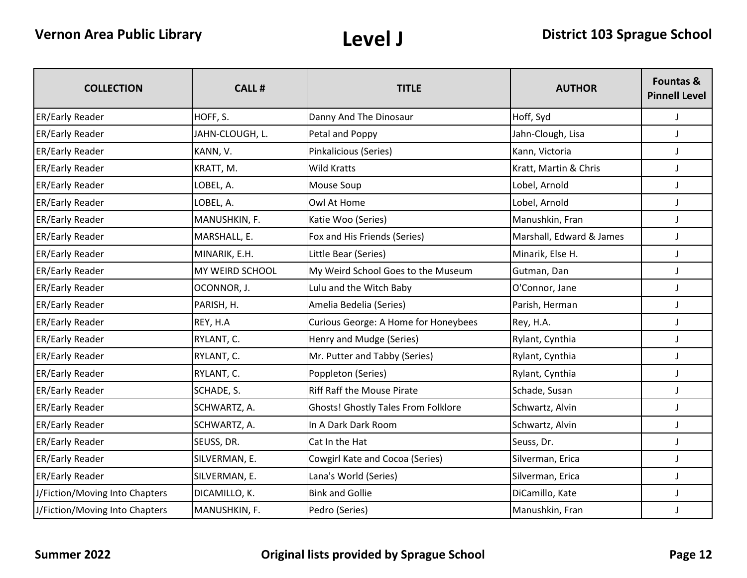# Level J

| COLLECTION | CALL # | TITLE | AUTHOR | Fountas & Pinnell Level |
|---|---|---|---|---|
| ER/Early Reader | HOFF, S. | Danny And The Dinosaur | Hoff, Syd | J |
| ER/Early Reader | JAHN-CLOUGH, L. | Petal and Poppy | Jahn-Clough, Lisa | J |
| ER/Early Reader | KANN, V. | Pinkalicious (Series) | Kann, Victoria | J |
| ER/Early Reader | KRATT, M. | Wild Kratts | Kratt, Martin & Chris | J |
| ER/Early Reader | LOBEL, A. | Mouse Soup | Lobel, Arnold | J |
| ER/Early Reader | LOBEL, A. | Owl At Home | Lobel, Arnold | J |
| ER/Early Reader | MANUSHKIN, F. | Katie Woo (Series) | Manushkin, Fran | J |
| ER/Early Reader | MARSHALL, E. | Fox and His Friends (Series) | Marshall, Edward & James | J |
| ER/Early Reader | MINARIK, E.H. | Little Bear (Series) | Minarik, Else H. | J |
| ER/Early Reader | MY WEIRD SCHOOL | My Weird School Goes to the Museum | Gutman, Dan | J |
| ER/Early Reader | OCONNOR, J. | Lulu and the Witch Baby | O'Connor, Jane | J |
| ER/Early Reader | PARISH, H. | Amelia Bedelia (Series) | Parish, Herman | J |
| ER/Early Reader | REY, H.A | Curious George: A Home for Honeybees | Rey, H.A. | J |
| ER/Early Reader | RYLANT, C. | Henry and Mudge (Series) | Rylant, Cynthia | J |
| ER/Early Reader | RYLANT, C. | Mr. Putter and Tabby (Series) | Rylant, Cynthia | J |
| ER/Early Reader | RYLANT, C. | Poppleton (Series) | Rylant, Cynthia | J |
| ER/Early Reader | SCHADE, S. | Riff Raff the Mouse Pirate | Schade, Susan | J |
| ER/Early Reader | SCHWARTZ, A. | Ghosts! Ghostly Tales From Folklore | Schwartz, Alvin | J |
| ER/Early Reader | SCHWARTZ, A. | In A Dark Dark Room | Schwartz, Alvin | J |
| ER/Early Reader | SEUSS, DR. | Cat In the Hat | Seuss, Dr. | J |
| ER/Early Reader | SILVERMAN, E. | Cowgirl Kate and Cocoa (Series) | Silverman, Erica | J |
| ER/Early Reader | SILVERMAN, E. | Lana's World (Series) | Silverman, Erica | J |
| J/Fiction/Moving Into Chapters | DICAMILLO, K. | Bink and Gollie | DiCamillo, Kate | J |
| J/Fiction/Moving Into Chapters | MANUSHKIN, F. | Pedro (Series) | Manushkin, Fran | J |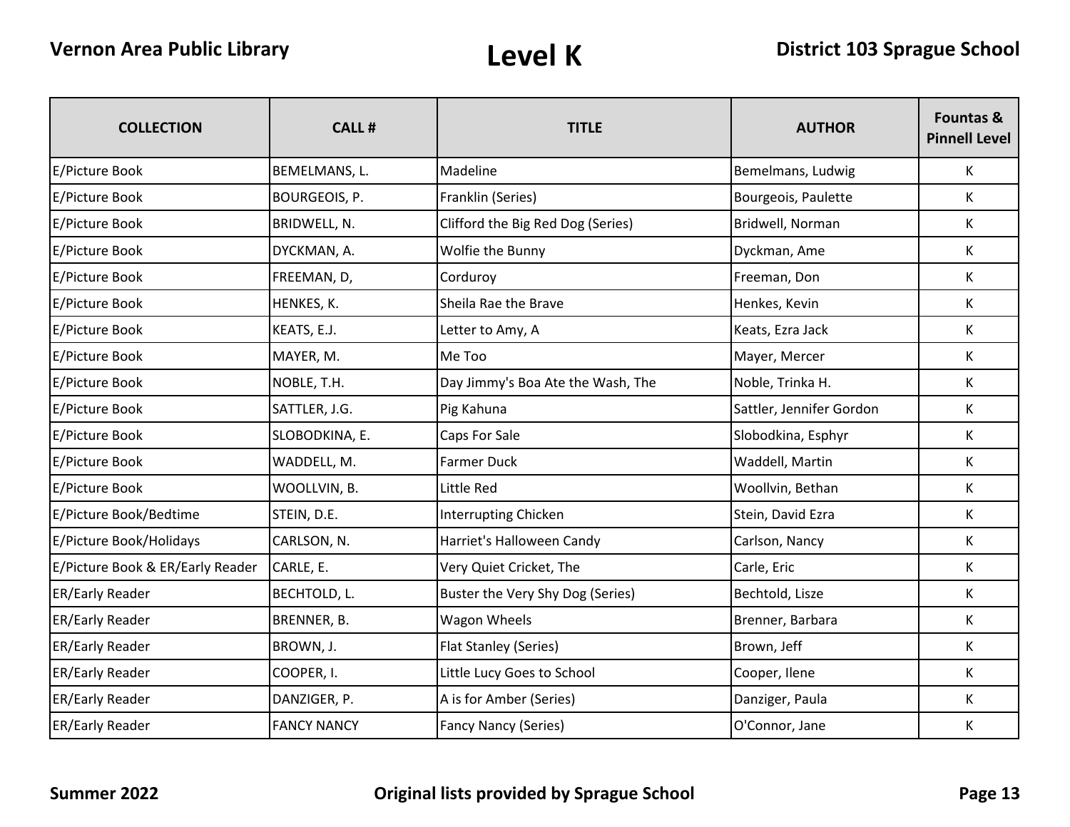# Level K

| COLLECTION | CALL # | TITLE | AUTHOR | Fountas & Pinnell Level |
|---|---|---|---|---|
| E/Picture Book | BEMELMANS, L. | Madeline | Bemelmans, Ludwig | K |
| E/Picture Book | BOURGEOIS, P. | Franklin (Series) | Bourgeois, Paulette | K |
| E/Picture Book | BRIDWELL, N. | Clifford the Big Red Dog (Series) | Bridwell, Norman | K |
| E/Picture Book | DYCKMAN, A. | Wolfie the Bunny | Dyckman, Ame | K |
| E/Picture Book | FREEMAN, D, | Corduroy | Freeman, Don | K |
| E/Picture Book | HENKES, K. | Sheila Rae the Brave | Henkes, Kevin | K |
| E/Picture Book | KEATS, E.J. | Letter to Amy, A | Keats, Ezra Jack | K |
| E/Picture Book | MAYER, M. | Me Too | Mayer, Mercer | K |
| E/Picture Book | NOBLE, T.H. | Day Jimmy's Boa Ate the Wash, The | Noble, Trinka H. | K |
| E/Picture Book | SATTLER, J.G. | Pig Kahuna | Sattler, Jennifer Gordon | K |
| E/Picture Book | SLOBODKINA, E. | Caps For Sale | Slobodkina, Esphyr | K |
| E/Picture Book | WADDELL, M. | Farmer Duck | Waddell, Martin | K |
| E/Picture Book | WOOLLVIN, B. | Little Red | Woollvin, Bethan | K |
| E/Picture Book/Bedtime | STEIN, D.E. | Interrupting Chicken | Stein, David Ezra | K |
| E/Picture Book/Holidays | CARLSON, N. | Harriet's Halloween Candy | Carlson, Nancy | K |
| E/Picture Book & ER/Early Reader | CARLE, E. | Very Quiet Cricket, The | Carle, Eric | K |
| ER/Early Reader | BECHTOLD, L. | Buster the Very Shy Dog (Series) | Bechtold, Lisze | K |
| ER/Early Reader | BRENNER, B. | Wagon Wheels | Brenner, Barbara | K |
| ER/Early Reader | BROWN, J. | Flat Stanley (Series) | Brown, Jeff | K |
| ER/Early Reader | COOPER, I. | Little Lucy Goes to School | Cooper, Ilene | K |
| ER/Early Reader | DANZIGER, P. | A is for Amber (Series) | Danziger, Paula | K |
| ER/Early Reader | FANCY NANCY | Fancy Nancy (Series) | O'Connor, Jane | K |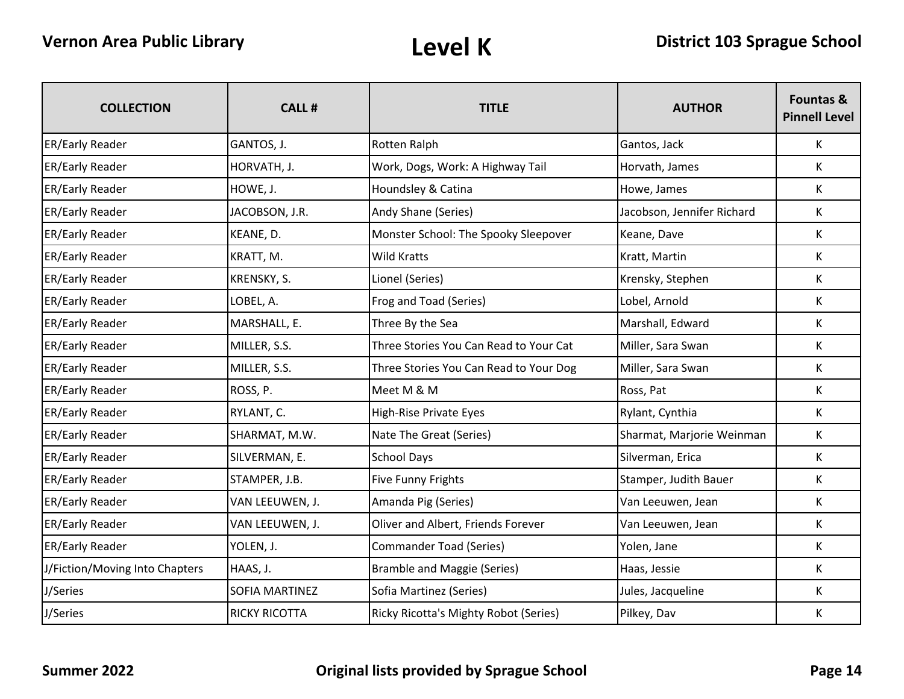# Level K

| COLLECTION | CALL # | TITLE | AUTHOR | Fountas & Pinnell Level |
|---|---|---|---|---|
| ER/Early Reader | GANTOS, J. | Rotten Ralph | Gantos, Jack | K |
| ER/Early Reader | HORVATH, J. | Work, Dogs, Work: A Highway Tail | Horvath, James | K |
| ER/Early Reader | HOWE, J. | Houndsley & Catina | Howe, James | K |
| ER/Early Reader | JACOBSON, J.R. | Andy Shane (Series) | Jacobson, Jennifer Richard | K |
| ER/Early Reader | KEANE, D. | Monster School: The Spooky Sleepover | Keane, Dave | K |
| ER/Early Reader | KRATT, M. | Wild Kratts | Kratt, Martin | K |
| ER/Early Reader | KRENSKY, S. | Lionel (Series) | Krensky, Stephen | K |
| ER/Early Reader | LOBEL, A. | Frog and Toad (Series) | Lobel, Arnold | K |
| ER/Early Reader | MARSHALL, E. | Three By the Sea | Marshall, Edward | K |
| ER/Early Reader | MILLER, S.S. | Three Stories You Can Read to Your Cat | Miller, Sara Swan | K |
| ER/Early Reader | MILLER, S.S. | Three Stories You Can Read to Your Dog | Miller, Sara Swan | K |
| ER/Early Reader | ROSS, P. | Meet M & M | Ross, Pat | K |
| ER/Early Reader | RYLANT, C. | High-Rise Private Eyes | Rylant, Cynthia | K |
| ER/Early Reader | SHARMAT, M.W. | Nate The Great (Series) | Sharmat, Marjorie Weinman | K |
| ER/Early Reader | SILVERMAN, E. | School Days | Silverman, Erica | K |
| ER/Early Reader | STAMPER, J.B. | Five Funny Frights | Stamper, Judith Bauer | K |
| ER/Early Reader | VAN LEEUWEN, J. | Amanda Pig (Series) | Van Leeuwen, Jean | K |
| ER/Early Reader | VAN LEEUWEN, J. | Oliver and Albert, Friends Forever | Van Leeuwen, Jean | K |
| ER/Early Reader | YOLEN, J. | Commander Toad (Series) | Yolen, Jane | K |
| J/Fiction/Moving Into Chapters | HAAS, J. | Bramble and Maggie (Series) | Haas, Jessie | K |
| J/Series | SOFIA MARTINEZ | Sofia Martinez (Series) | Jules, Jacqueline | K |
| J/Series | RICKY RICOTTA | Ricky Ricotta's Mighty Robot (Series) | Pilkey, Dav | K |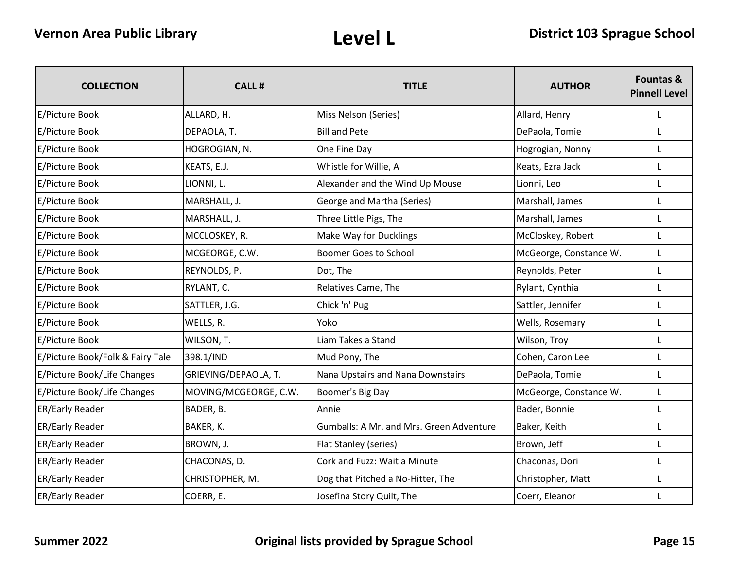# Level L

| COLLECTION | CALL # | TITLE | AUTHOR | Fountas & Pinnell Level |
|---|---|---|---|---|
| E/Picture Book | ALLARD, H. | Miss Nelson (Series) | Allard, Henry | L |
| E/Picture Book | DEPAOLA, T. | Bill and Pete | DePaola, Tomie | L |
| E/Picture Book | HOGROGIAN, N. | One Fine Day | Hogrogian, Nonny | L |
| E/Picture Book | KEATS, E.J. | Whistle for Willie, A | Keats, Ezra Jack | L |
| E/Picture Book | LIONNI, L. | Alexander and the Wind Up Mouse | Lionni, Leo | L |
| E/Picture Book | MARSHALL, J. | George and Martha (Series) | Marshall, James | L |
| E/Picture Book | MARSHALL, J. | Three Little Pigs, The | Marshall, James | L |
| E/Picture Book | MCCLOSKEY, R. | Make Way for Ducklings | McCloskey, Robert | L |
| E/Picture Book | MCGEORGE, C.W. | Boomer Goes to School | McGeorge, Constance W. | L |
| E/Picture Book | REYNOLDS, P. | Dot, The | Reynolds, Peter | L |
| E/Picture Book | RYLANT, C. | Relatives Came, The | Rylant, Cynthia | L |
| E/Picture Book | SATTLER, J.G. | Chick 'n' Pug | Sattler, Jennifer | L |
| E/Picture Book | WELLS, R. | Yoko | Wells, Rosemary | L |
| E/Picture Book | WILSON, T. | Liam Takes a Stand | Wilson, Troy | L |
| E/Picture Book/Folk & Fairy Tale | 398.1/IND | Mud Pony, The | Cohen, Caron Lee | L |
| E/Picture Book/Life Changes | GRIEVING/DEPAOLA, T. | Nana Upstairs and Nana Downstairs | DePaola, Tomie | L |
| E/Picture Book/Life Changes | MOVING/MCGEORGE, C.W. | Boomer's Big Day | McGeorge, Constance W. | L |
| ER/Early Reader | BADER, B. | Annie | Bader, Bonnie | L |
| ER/Early Reader | BAKER, K. | Gumballs: A Mr. and Mrs. Green Adventure | Baker, Keith | L |
| ER/Early Reader | BROWN, J. | Flat Stanley (series) | Brown, Jeff | L |
| ER/Early Reader | CHACONAS, D. | Cork and Fuzz: Wait a Minute | Chaconas, Dori | L |
| ER/Early Reader | CHRISTOPHER, M. | Dog that Pitched a No-Hitter, The | Christopher, Matt | L |
| ER/Early Reader | COERR, E. | Josefina Story Quilt, The | Coerr, Eleanor | L |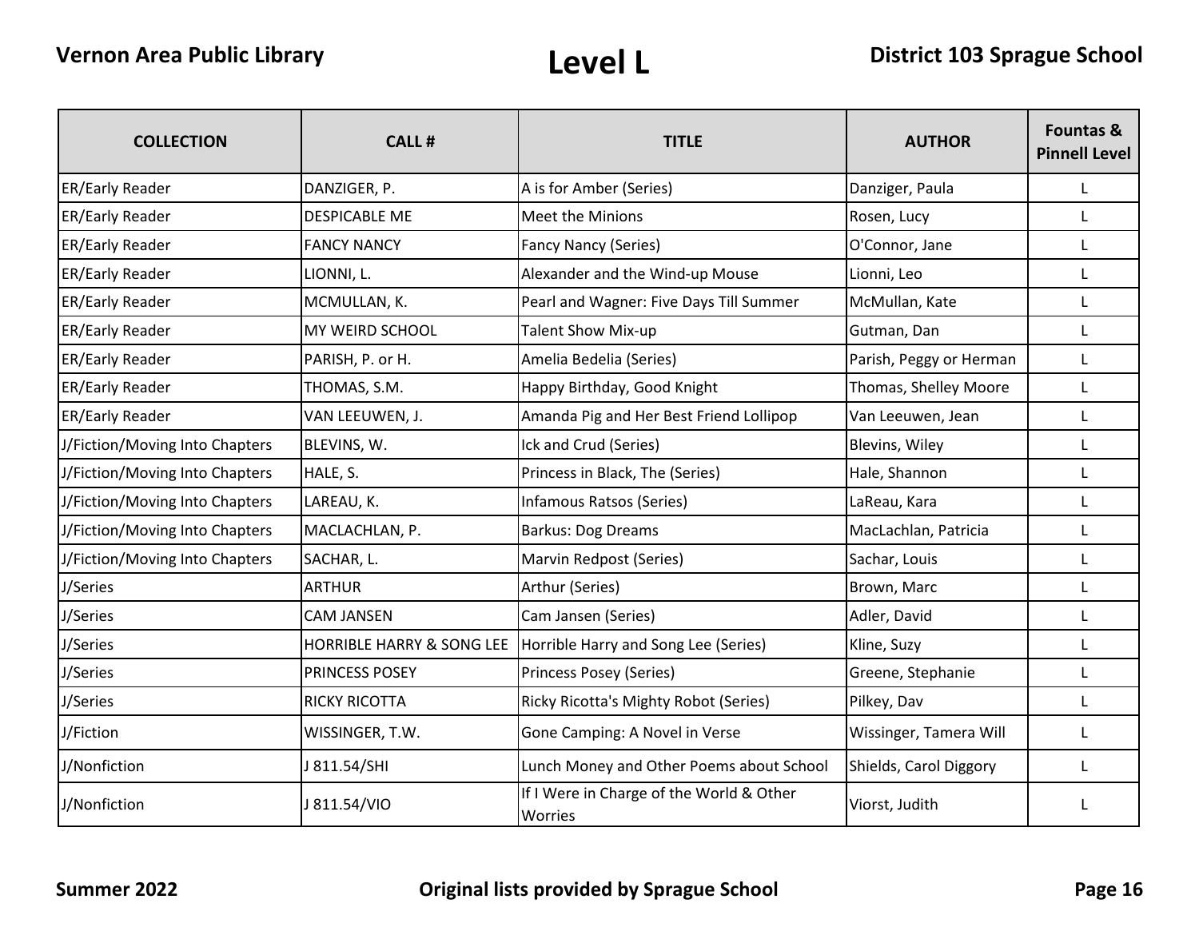# Level L

| COLLECTION | CALL # | TITLE | AUTHOR | Fountas & Pinnell Level |
| --- | --- | --- | --- | --- |
| ER/Early Reader | DANZIGER, P. | A is for Amber (Series) | Danziger, Paula | L |
| ER/Early Reader | DESPICABLE ME | Meet the Minions | Rosen, Lucy | L |
| ER/Early Reader | FANCY NANCY | Fancy Nancy (Series) | O'Connor, Jane | L |
| ER/Early Reader | LIONNI, L. | Alexander and the Wind-up Mouse | Lionni, Leo | L |
| ER/Early Reader | MCMULLAN, K. | Pearl and Wagner: Five Days Till Summer | McMullan, Kate | L |
| ER/Early Reader | MY WEIRD SCHOOL | Talent Show Mix-up | Gutman, Dan | L |
| ER/Early Reader | PARISH, P. or H. | Amelia Bedelia (Series) | Parish, Peggy or Herman | L |
| ER/Early Reader | THOMAS, S.M. | Happy Birthday, Good Knight | Thomas, Shelley Moore | L |
| ER/Early Reader | VAN LEEUWEN, J. | Amanda Pig and Her Best Friend Lollipop | Van Leeuwen, Jean | L |
| J/Fiction/Moving Into Chapters | BLEVINS, W. | Ick and Crud (Series) | Blevins, Wiley | L |
| J/Fiction/Moving Into Chapters | HALE, S. | Princess in Black, The (Series) | Hale, Shannon | L |
| J/Fiction/Moving Into Chapters | LAREAU, K. | Infamous Ratsos (Series) | LaReau, Kara | L |
| J/Fiction/Moving Into Chapters | MACLACHLAN, P. | Barkus: Dog Dreams | MacLachlan, Patricia | L |
| J/Fiction/Moving Into Chapters | SACHAR, L. | Marvin Redpost (Series) | Sachar, Louis | L |
| J/Series | ARTHUR | Arthur (Series) | Brown, Marc | L |
| J/Series | CAM JANSEN | Cam Jansen (Series) | Adler, David | L |
| J/Series | HORRIBLE HARRY & SONG LEE | Horrible Harry and Song Lee (Series) | Kline, Suzy | L |
| J/Series | PRINCESS POSEY | Princess Posey (Series) | Greene, Stephanie | L |
| J/Series | RICKY RICOTTA | Ricky Ricotta's Mighty Robot (Series) | Pilkey, Dav | L |
| J/Fiction | WISSINGER, T.W. | Gone Camping: A Novel in Verse | Wissinger, Tamera Will | L |
| J/Nonfiction | J 811.54/SHI | Lunch Money and Other Poems about School | Shields, Carol Diggory | L |
| J/Nonfiction | J 811.54/VIO | If I Were in Charge of the World & Other Worries | Viorst, Judith | L |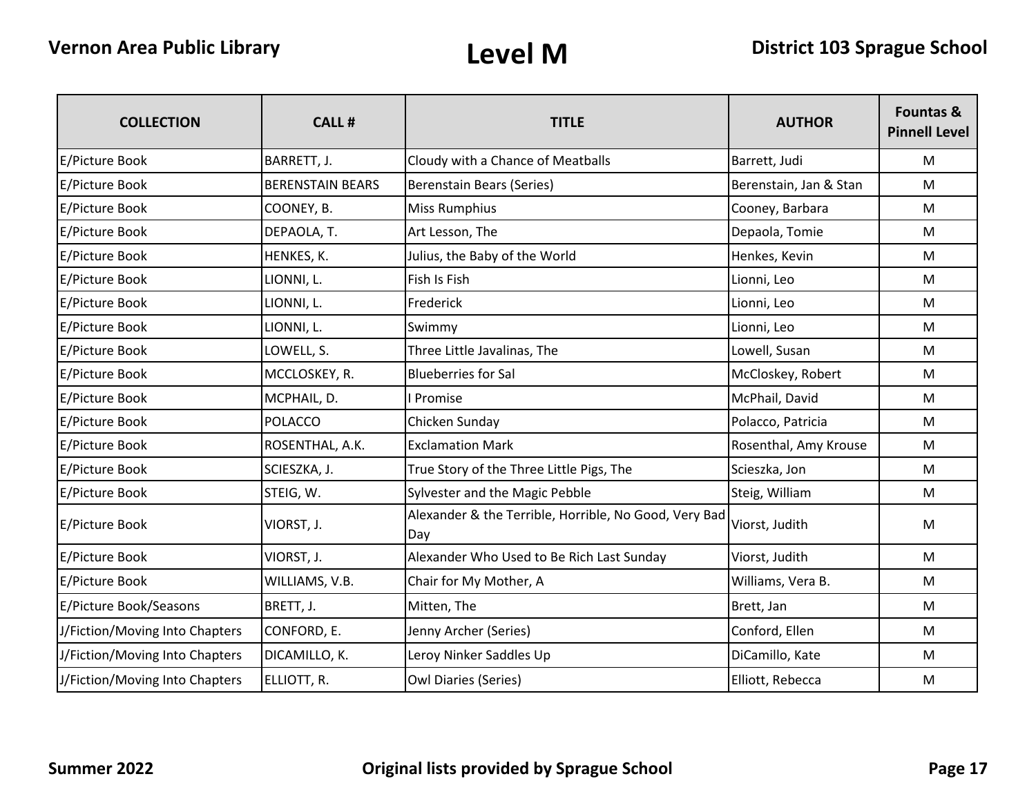# Level M

| COLLECTION | CALL # | TITLE | AUTHOR | Fountas & Pinnell Level |
|---|---|---|---|---|
| E/Picture Book | BARRETT, J. | Cloudy with a Chance of Meatballs | Barrett, Judi | M |
| E/Picture Book | BERENSTAIN BEARS | Berenstain Bears (Series) | Berenstain, Jan & Stan | M |
| E/Picture Book | COONEY, B. | Miss Rumphius | Cooney, Barbara | M |
| E/Picture Book | DEPAOLA, T. | Art Lesson, The | Depaola, Tomie | M |
| E/Picture Book | HENKES, K. | Julius, the Baby of the World | Henkes, Kevin | M |
| E/Picture Book | LIONNI, L. | Fish Is Fish | Lionni, Leo | M |
| E/Picture Book | LIONNI, L. | Frederick | Lionni, Leo | M |
| E/Picture Book | LIONNI, L. | Swimmy | Lionni, Leo | M |
| E/Picture Book | LOWELL, S. | Three Little Javalinas, The | Lowell, Susan | M |
| E/Picture Book | MCCLOSKEY, R. | Blueberries for Sal | McCloskey, Robert | M |
| E/Picture Book | MCPHAIL, D. | I Promise | McPhail, David | M |
| E/Picture Book | POLACCO | Chicken Sunday | Polacco, Patricia | M |
| E/Picture Book | ROSENTHAL, A.K. | Exclamation Mark | Rosenthal, Amy Krouse | M |
| E/Picture Book | SCIESZKA, J. | True Story of the Three Little Pigs, The | Scieszka, Jon | M |
| E/Picture Book | STEIG, W. | Sylvester and the Magic Pebble | Steig, William | M |
| E/Picture Book | VIORST, J. | Alexander & the Terrible, Horrible, No Good, Very Bad Day | Viorst, Judith | M |
| E/Picture Book | VIORST, J. | Alexander Who Used to Be Rich Last Sunday | Viorst, Judith | M |
| E/Picture Book | WILLIAMS, V.B. | Chair for My Mother, A | Williams, Vera B. | M |
| E/Picture Book/Seasons | BRETT, J. | Mitten, The | Brett, Jan | M |
| J/Fiction/Moving Into Chapters | CONFORD, E. | Jenny Archer (Series) | Conford, Ellen | M |
| J/Fiction/Moving Into Chapters | DICAMILLO, K. | Leroy Ninker Saddles Up | DiCamillo, Kate | M |
| J/Fiction/Moving Into Chapters | ELLIOTT, R. | Owl Diaries (Series) | Elliott, Rebecca | M |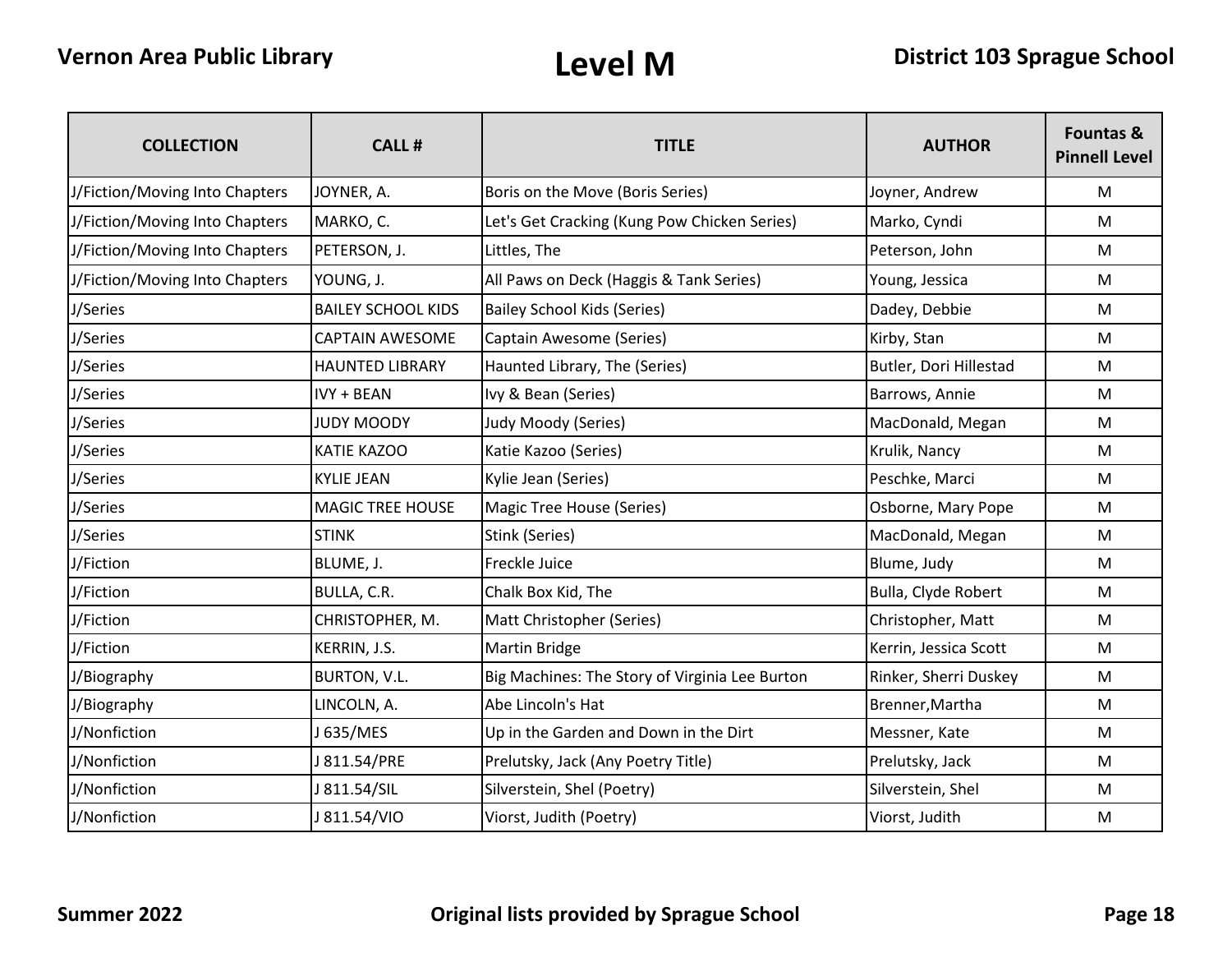# Level M

| COLLECTION | CALL # | TITLE | AUTHOR | Fountas & Pinnell Level |
|---|---|---|---|---|
| J/Fiction/Moving Into Chapters | JOYNER, A. | Boris on the Move (Boris Series) | Joyner, Andrew | M |
| J/Fiction/Moving Into Chapters | MARKO, C. | Let's Get Cracking (Kung Pow Chicken Series) | Marko, Cyndi | M |
| J/Fiction/Moving Into Chapters | PETERSON, J. | Littles, The | Peterson, John | M |
| J/Fiction/Moving Into Chapters | YOUNG, J. | All Paws on Deck (Haggis & Tank Series) | Young, Jessica | M |
| J/Series | BAILEY SCHOOL KIDS | Bailey School Kids (Series) | Dadey, Debbie | M |
| J/Series | CAPTAIN AWESOME | Captain Awesome (Series) | Kirby, Stan | M |
| J/Series | HAUNTED LIBRARY | Haunted Library, The (Series) | Butler, Dori Hillestad | M |
| J/Series | IVY + BEAN | Ivy & Bean (Series) | Barrows, Annie | M |
| J/Series | JUDY MOODY | Judy Moody (Series) | MacDonald, Megan | M |
| J/Series | KATIE KAZOO | Katie Kazoo (Series) | Krulik, Nancy | M |
| J/Series | KYLIE JEAN | Kylie Jean (Series) | Peschke, Marci | M |
| J/Series | MAGIC TREE HOUSE | Magic Tree House (Series) | Osborne, Mary Pope | M |
| J/Series | STINK | Stink (Series) | MacDonald, Megan | M |
| J/Fiction | BLUME, J. | Freckle Juice | Blume, Judy | M |
| J/Fiction | BULLA, C.R. | Chalk Box Kid, The | Bulla, Clyde Robert | M |
| J/Fiction | CHRISTOPHER, M. | Matt Christopher (Series) | Christopher, Matt | M |
| J/Fiction | KERRIN, J.S. | Martin Bridge | Kerrin, Jessica Scott | M |
| J/Biography | BURTON, V.L. | Big Machines: The Story of Virginia Lee Burton | Rinker, Sherri Duskey | M |
| J/Biography | LINCOLN, A. | Abe Lincoln's Hat | Brenner,Martha | M |
| J/Nonfiction | J 635/MES | Up in the Garden and Down in the Dirt | Messner, Kate | M |
| J/Nonfiction | J 811.54/PRE | Prelutsky, Jack (Any Poetry Title) | Prelutsky, Jack | M |
| J/Nonfiction | J 811.54/SIL | Silverstein, Shel (Poetry) | Silverstein, Shel | M |
| J/Nonfiction | J 811.54/VIO | Viorst, Judith (Poetry) | Viorst, Judith | M |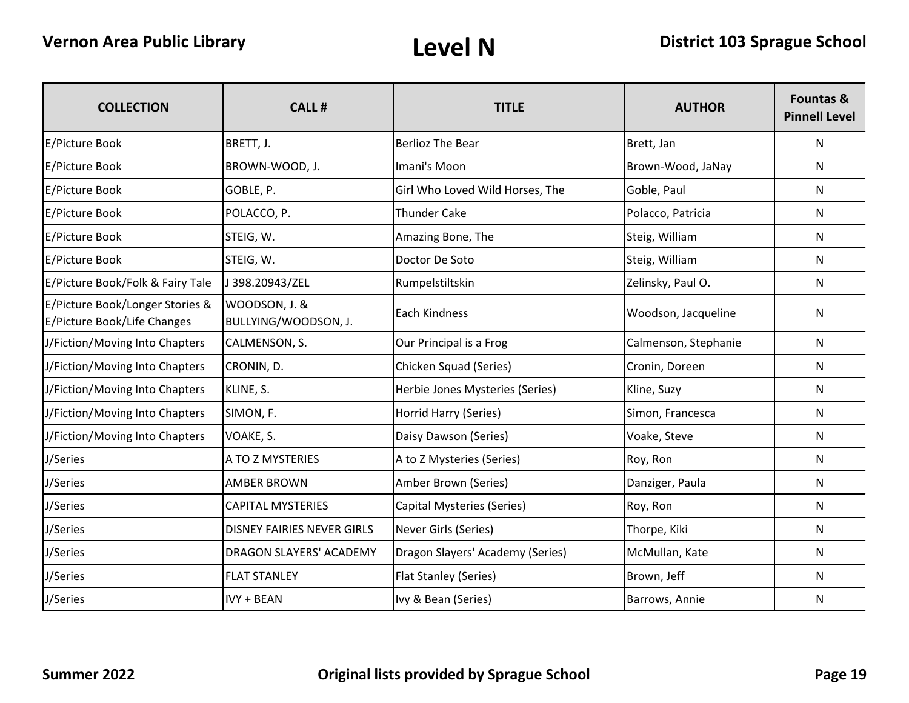# Level N

| COLLECTION | CALL # | TITLE | AUTHOR | Fountas & Pinnell Level |
|---|---|---|---|---|
| E/Picture Book | BRETT, J. | Berlioz The Bear | Brett, Jan | N |
| E/Picture Book | BROWN-WOOD, J. | Imani's Moon | Brown-Wood, JaNay | N |
| E/Picture Book | GOBLE, P. | Girl Who Loved Wild Horses, The | Goble, Paul | N |
| E/Picture Book | POLACCO, P. | Thunder Cake | Polacco, Patricia | N |
| E/Picture Book | STEIG, W. | Amazing Bone, The | Steig, William | N |
| E/Picture Book | STEIG, W. | Doctor De Soto | Steig, William | N |
| E/Picture Book/Folk & Fairy Tale | J 398.20943/ZEL | Rumpelstiltskin | Zelinsky, Paul O. | N |
| E/Picture Book/Longer Stories & E/Picture Book/Life Changes | WOODSON, J. & BULLYING/WOODSON, J. | Each Kindness | Woodson, Jacqueline | N |
| J/Fiction/Moving Into Chapters | CALMENSON, S. | Our Principal is a Frog | Calmenson, Stephanie | N |
| J/Fiction/Moving Into Chapters | CRONIN, D. | Chicken Squad (Series) | Cronin, Doreen | N |
| J/Fiction/Moving Into Chapters | KLINE, S. | Herbie Jones Mysteries (Series) | Kline, Suzy | N |
| J/Fiction/Moving Into Chapters | SIMON, F. | Horrid Harry (Series) | Simon, Francesca | N |
| J/Fiction/Moving Into Chapters | VOAKE, S. | Daisy Dawson (Series) | Voake, Steve | N |
| J/Series | A TO Z MYSTERIES | A to Z Mysteries (Series) | Roy, Ron | N |
| J/Series | AMBER BROWN | Amber Brown (Series) | Danziger, Paula | N |
| J/Series | CAPITAL MYSTERIES | Capital Mysteries (Series) | Roy, Ron | N |
| J/Series | DISNEY FAIRIES NEVER GIRLS | Never Girls (Series) | Thorpe, Kiki | N |
| J/Series | DRAGON SLAYERS' ACADEMY | Dragon Slayers' Academy (Series) | McMullan, Kate | N |
| J/Series | FLAT STANLEY | Flat Stanley (Series) | Brown, Jeff | N |
| J/Series | IVY + BEAN | Ivy & Bean (Series) | Barrows, Annie | N |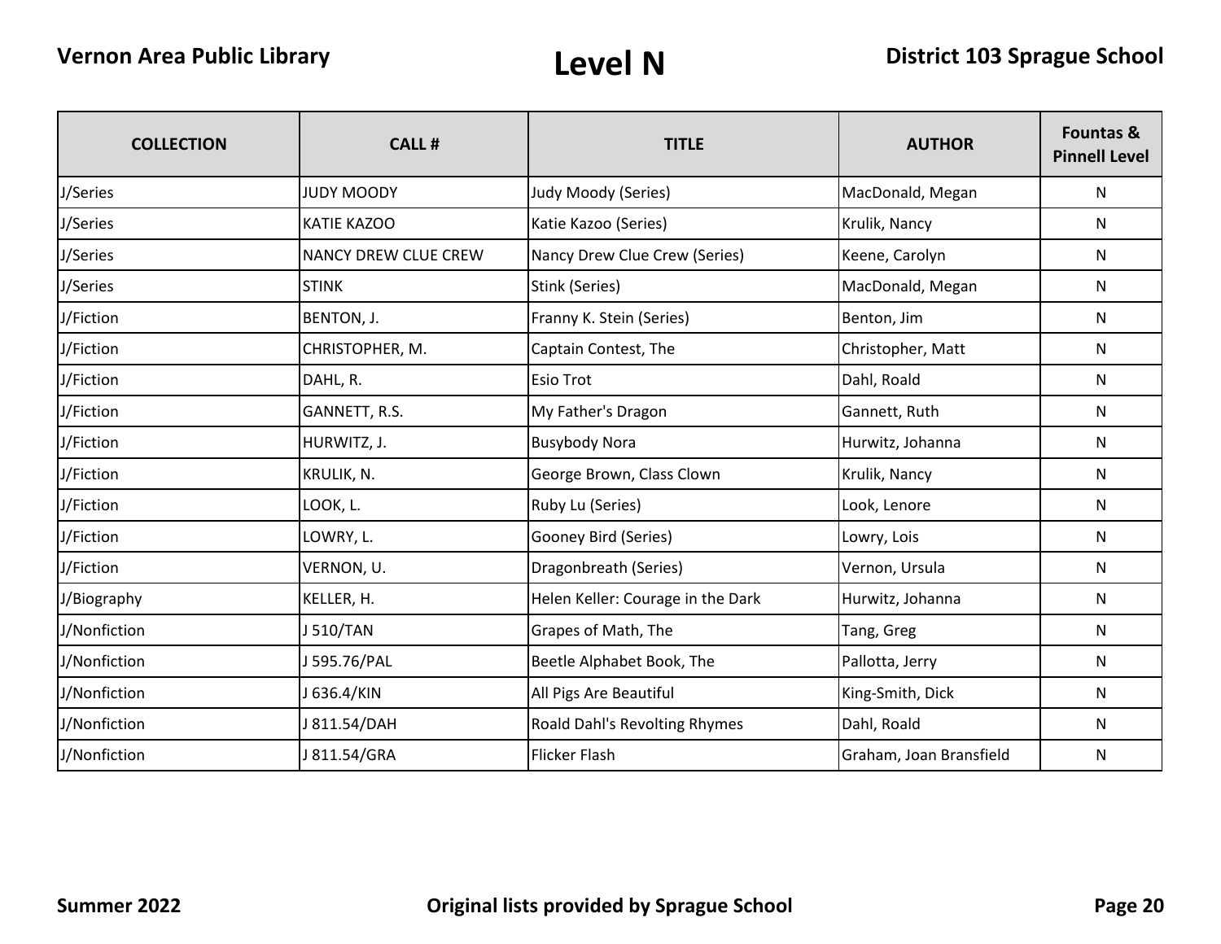# Level N

| COLLECTION | CALL # | TITLE | AUTHOR | Fountas & Pinnell Level |
|---|---|---|---|---|
| J/Series | JUDY MOODY | Judy Moody (Series) | MacDonald, Megan | N |
| J/Series | KATIE KAZOO | Katie Kazoo (Series) | Krulik, Nancy | N |
| J/Series | NANCY DREW CLUE CREW | Nancy Drew Clue Crew (Series) | Keene, Carolyn | N |
| J/Series | STINK | Stink (Series) | MacDonald, Megan | N |
| J/Fiction | BENTON, J. | Franny K. Stein (Series) | Benton, Jim | N |
| J/Fiction | CHRISTOPHER, M. | Captain Contest, The | Christopher, Matt | N |
| J/Fiction | DAHL, R. | Esio Trot | Dahl, Roald | N |
| J/Fiction | GANNETT, R.S. | My Father's Dragon | Gannett, Ruth | N |
| J/Fiction | HURWITZ, J. | Busybody Nora | Hurwitz, Johanna | N |
| J/Fiction | KRULIK, N. | George Brown, Class Clown | Krulik, Nancy | N |
| J/Fiction | LOOK, L. | Ruby Lu (Series) | Look, Lenore | N |
| J/Fiction | LOWRY, L. | Gooney Bird (Series) | Lowry, Lois | N |
| J/Fiction | VERNON, U. | Dragonbreath (Series) | Vernon, Ursula | N |
| J/Biography | KELLER, H. | Helen Keller: Courage in the Dark | Hurwitz, Johanna | N |
| J/Nonfiction | J 510/TAN | Grapes of Math, The | Tang, Greg | N |
| J/Nonfiction | J 595.76/PAL | Beetle Alphabet Book, The | Pallotta, Jerry | N |
| J/Nonfiction | J 636.4/KIN | All Pigs Are Beautiful | King-Smith, Dick | N |
| J/Nonfiction | J 811.54/DAH | Roald Dahl's Revolting Rhymes | Dahl, Roald | N |
| J/Nonfiction | J 811.54/GRA | Flicker Flash | Graham, Joan Bransfield | N |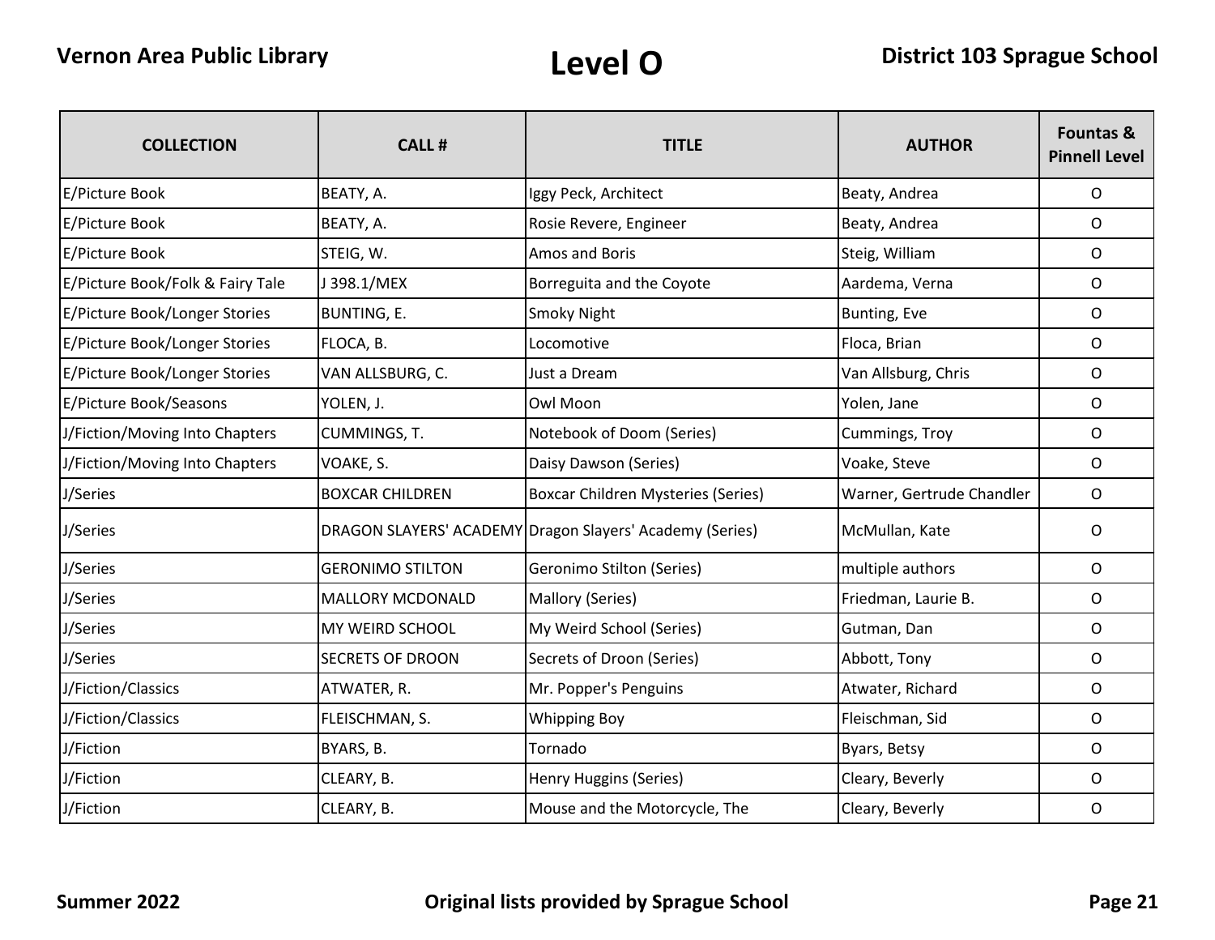# Level O

| COLLECTION | CALL # | TITLE | AUTHOR | Fountas & Pinnell Level |
|---|---|---|---|---|
| E/Picture Book | BEATY, A. | Iggy Peck, Architect | Beaty, Andrea | O |
| E/Picture Book | BEATY, A. | Rosie Revere, Engineer | Beaty, Andrea | O |
| E/Picture Book | STEIG, W. | Amos and Boris | Steig, William | O |
| E/Picture Book/Folk & Fairy Tale | J 398.1/MEX | Borreguita and the Coyote | Aardema, Verna | O |
| E/Picture Book/Longer Stories | BUNTING, E. | Smoky Night | Bunting, Eve | O |
| E/Picture Book/Longer Stories | FLOCA, B. | Locomotive | Floca, Brian | O |
| E/Picture Book/Longer Stories | VAN ALLSBURG, C. | Just a Dream | Van Allsburg, Chris | O |
| E/Picture Book/Seasons | YOLEN, J. | Owl Moon | Yolen, Jane | O |
| J/Fiction/Moving Into Chapters | CUMMINGS, T. | Notebook of Doom (Series) | Cummings, Troy | O |
| J/Fiction/Moving Into Chapters | VOAKE, S. | Daisy Dawson (Series) | Voake, Steve | O |
| J/Series | BOXCAR CHILDREN | Boxcar Children Mysteries (Series) | Warner, Gertrude Chandler | O |
| J/Series | DRAGON SLAYERS' ACADEMY | Dragon Slayers' Academy (Series) | McMullan, Kate | O |
| J/Series | GERONIMO STILTON | Geronimo Stilton (Series) | multiple authors | O |
| J/Series | MALLORY MCDONALD | Mallory (Series) | Friedman, Laurie B. | O |
| J/Series | MY WEIRD SCHOOL | My Weird School (Series) | Gutman, Dan | O |
| J/Series | SECRETS OF DROON | Secrets of Droon (Series) | Abbott, Tony | O |
| J/Fiction/Classics | ATWATER, R. | Mr. Popper's Penguins | Atwater, Richard | O |
| J/Fiction/Classics | FLEISCHMAN, S. | Whipping Boy | Fleischman, Sid | O |
| J/Fiction | BYARS, B. | Tornado | Byars, Betsy | O |
| J/Fiction | CLEARY, B. | Henry Huggins (Series) | Cleary, Beverly | O |
| J/Fiction | CLEARY, B. | Mouse and the Motorcycle, The | Cleary, Beverly | O |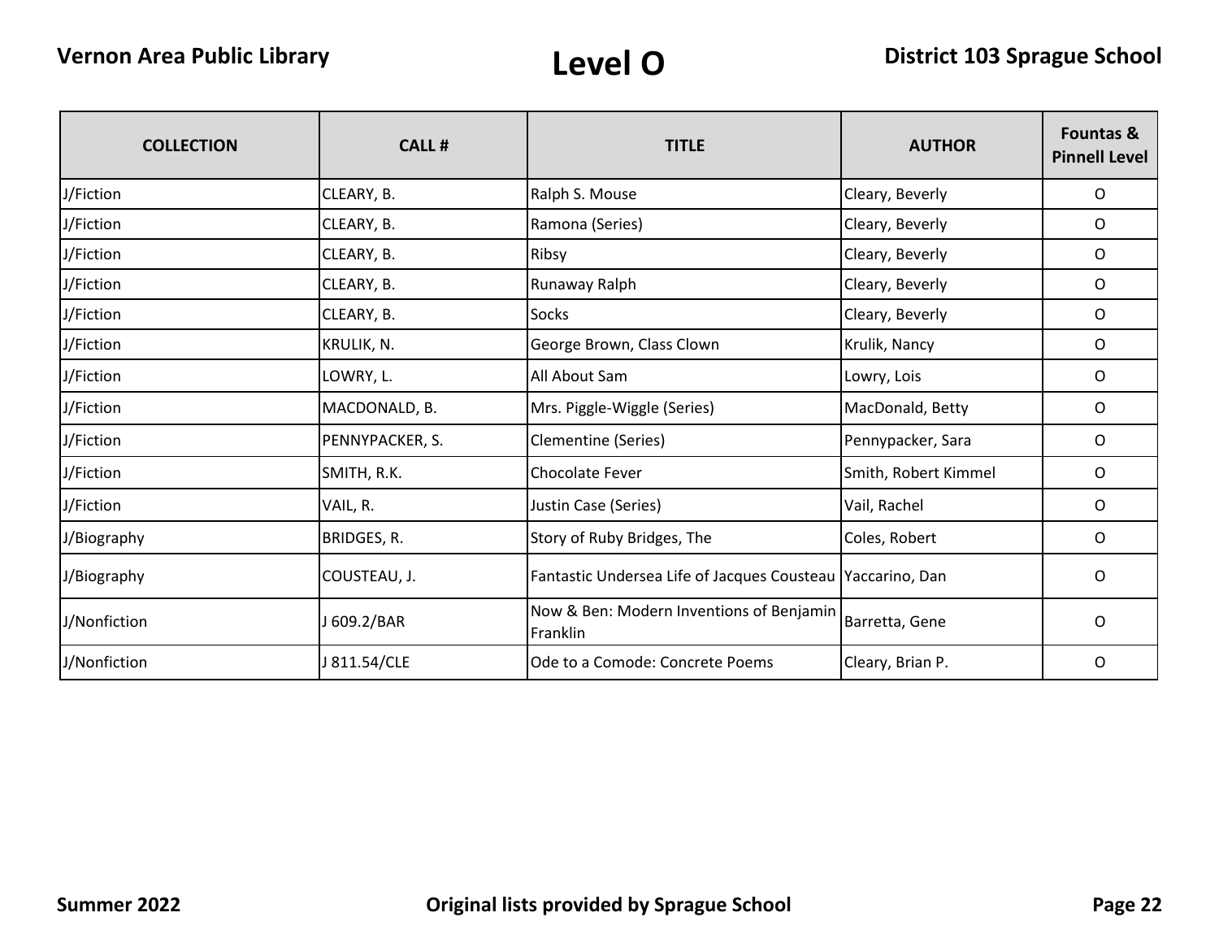# Level O

| COLLECTION | CALL # | TITLE | AUTHOR | Fountas & Pinnell Level |
|---|---|---|---|---|
| J/Fiction | CLEARY, B. | Ralph S. Mouse | Cleary, Beverly | O |
| J/Fiction | CLEARY, B. | Ramona (Series) | Cleary, Beverly | O |
| J/Fiction | CLEARY, B. | Ribsy | Cleary, Beverly | O |
| J/Fiction | CLEARY, B. | Runaway Ralph | Cleary, Beverly | O |
| J/Fiction | CLEARY, B. | Socks | Cleary, Beverly | O |
| J/Fiction | KRULIK, N. | George Brown, Class Clown | Krulik, Nancy | O |
| J/Fiction | LOWRY, L. | All About Sam | Lowry, Lois | O |
| J/Fiction | MACDONALD, B. | Mrs. Piggle-Wiggle (Series) | MacDonald, Betty | O |
| J/Fiction | PENNYPACKER, S. | Clementine (Series) | Pennypacker, Sara | O |
| J/Fiction | SMITH, R.K. | Chocolate Fever | Smith, Robert Kimmel | O |
| J/Fiction | VAIL, R. | Justin Case (Series) | Vail, Rachel | O |
| J/Biography | BRIDGES, R. | Story of Ruby Bridges, The | Coles, Robert | O |
| J/Biography | COUSTEAU, J. | Fantastic Undersea Life of Jacques Cousteau | Yaccarino, Dan | O |
| J/Nonfiction | J 609.2/BAR | Now & Ben: Modern Inventions of Benjamin Franklin | Barretta, Gene | O |
| J/Nonfiction | J 811.54/CLE | Ode to a Comode: Concrete Poems | Cleary, Brian P. | O |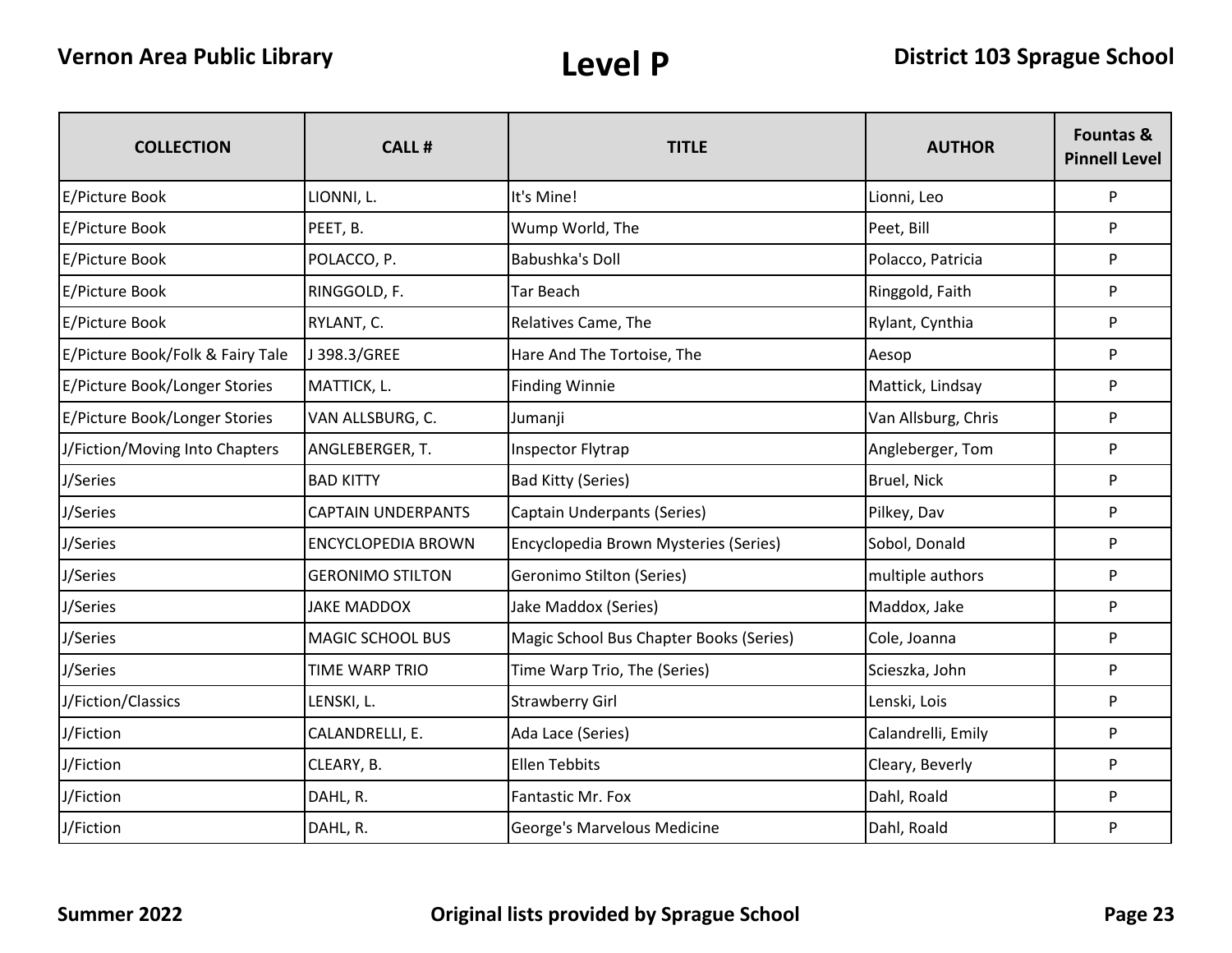# Level P

| COLLECTION | CALL # | TITLE | AUTHOR | Fountas & Pinnell Level |
|---|---|---|---|---|
| E/Picture Book | LIONNI, L. | It's Mine! | Lionni, Leo | P |
| E/Picture Book | PEET, B. | Wump World, The | Peet, Bill | P |
| E/Picture Book | POLACCO, P. | Babushka's Doll | Polacco, Patricia | P |
| E/Picture Book | RINGGOLD, F. | Tar Beach | Ringgold, Faith | P |
| E/Picture Book | RYLANT, C. | Relatives Came, The | Rylant, Cynthia | P |
| E/Picture Book/Folk & Fairy Tale | J 398.3/GREE | Hare And The Tortoise, The | Aesop | P |
| E/Picture Book/Longer Stories | MATTICK, L. | Finding Winnie | Mattick, Lindsay | P |
| E/Picture Book/Longer Stories | VAN ALLSBURG, C. | Jumanji | Van Allsburg, Chris | P |
| J/Fiction/Moving Into Chapters | ANGLEBERGER, T. | Inspector Flytrap | Angleberger, Tom | P |
| J/Series | BAD KITTY | Bad Kitty (Series) | Bruel, Nick | P |
| J/Series | CAPTAIN UNDERPANTS | Captain Underpants (Series) | Pilkey, Dav | P |
| J/Series | ENCYCLOPEDIA BROWN | Encyclopedia Brown Mysteries (Series) | Sobol, Donald | P |
| J/Series | GERONIMO STILTON | Geronimo Stilton (Series) | multiple authors | P |
| J/Series | JAKE MADDOX | Jake Maddox (Series) | Maddox, Jake | P |
| J/Series | MAGIC SCHOOL BUS | Magic School Bus Chapter Books (Series) | Cole, Joanna | P |
| J/Series | TIME WARP TRIO | Time Warp Trio, The (Series) | Scieszka, John | P |
| J/Fiction/Classics | LENSKI, L. | Strawberry Girl | Lenski, Lois | P |
| J/Fiction | CALANDRELLI, E. | Ada Lace (Series) | Calandrelli, Emily | P |
| J/Fiction | CLEARY, B. | Ellen Tebbits | Cleary, Beverly | P |
| J/Fiction | DAHL, R. | Fantastic Mr. Fox | Dahl, Roald | P |
| J/Fiction | DAHL, R. | George's Marvelous Medicine | Dahl, Roald | P |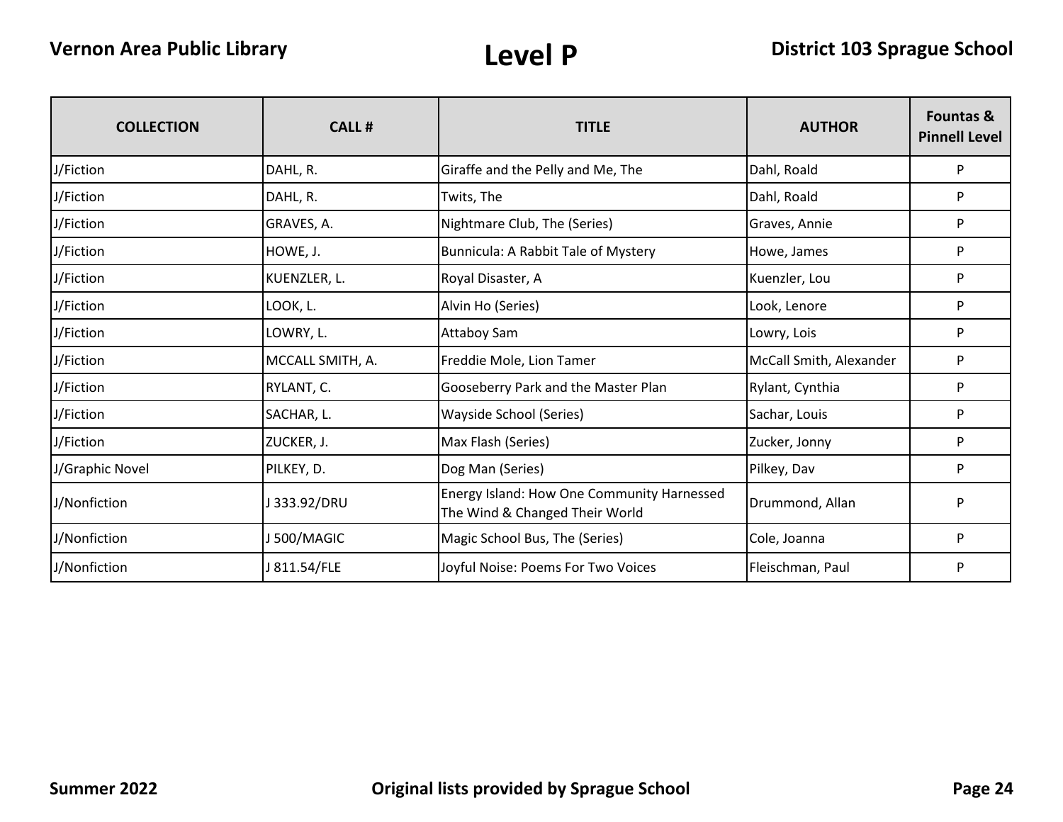# Level P

| COLLECTION | CALL # | TITLE | AUTHOR | Fountas & Pinnell Level |
|---|---|---|---|---|
| J/Fiction | DAHL, R. | Giraffe and the Pelly and Me, The | Dahl, Roald | P |
| J/Fiction | DAHL, R. | Twits, The | Dahl, Roald | P |
| J/Fiction | GRAVES, A. | Nightmare Club, The (Series) | Graves, Annie | P |
| J/Fiction | HOWE, J. | Bunnicula: A Rabbit Tale of Mystery | Howe, James | P |
| J/Fiction | KUENZLER, L. | Royal Disaster, A | Kuenzler, Lou | P |
| J/Fiction | LOOK, L. | Alvin Ho (Series) | Look, Lenore | P |
| J/Fiction | LOWRY, L. | Attaboy Sam | Lowry, Lois | P |
| J/Fiction | MCCALL SMITH, A. | Freddie Mole, Lion Tamer | McCall Smith, Alexander | P |
| J/Fiction | RYLANT, C. | Gooseberry Park and the Master Plan | Rylant, Cynthia | P |
| J/Fiction | SACHAR, L. | Wayside School (Series) | Sachar, Louis | P |
| J/Fiction | ZUCKER, J. | Max Flash (Series) | Zucker, Jonny | P |
| J/Graphic Novel | PILKEY, D. | Dog Man (Series) | Pilkey, Dav | P |
| J/Nonfiction | J 333.92/DRU | Energy Island: How One Community Harnessed The Wind & Changed Their World | Drummond, Allan | P |
| J/Nonfiction | J 500/MAGIC | Magic School Bus, The (Series) | Cole, Joanna | P |
| J/Nonfiction | J 811.54/FLE | Joyful Noise: Poems For Two Voices | Fleischman, Paul | P |